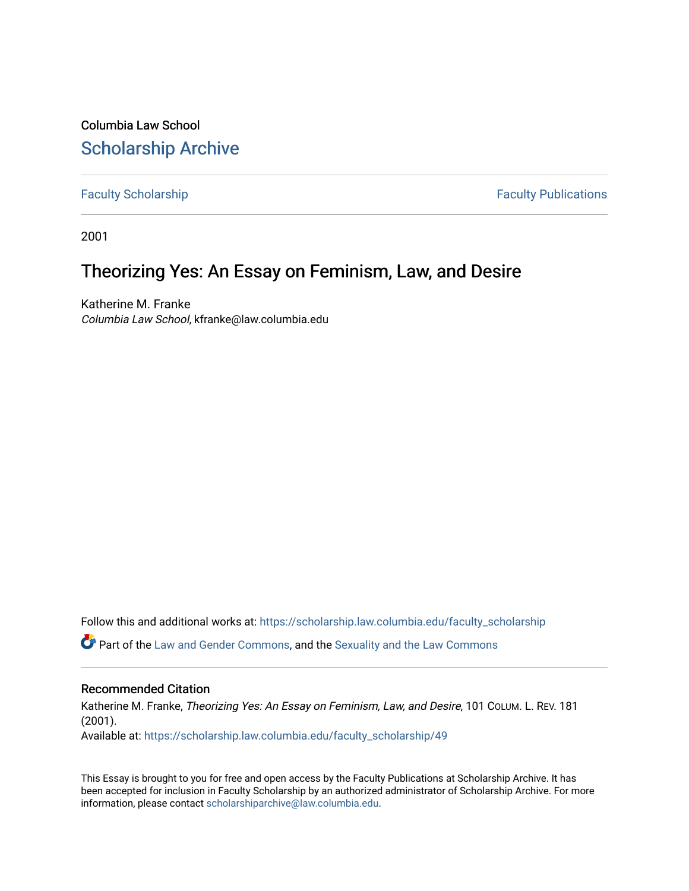Columbia Law School

# Scholarship Archive

Faculty Scholarship | Faculty Publications

2001

## Theorizing Yes: An Essay on Feminism, Law, and Desire

Katherine M. Franke
*Columbia Law School*, kfranke@law.columbia.edu

Follow this and additional works at: https://scholarship.law.columbia.edu/faculty_scholarship

Part of the Law and Gender Commons, and the Sexuality and the Law Commons

### Recommended Citation

Katherine M. Franke, *Theorizing Yes: An Essay on Feminism, Law, and Desire*, 101 COLUM. L. REV. 181 (2001).
Available at: https://scholarship.law.columbia.edu/faculty_scholarship/49

This Essay is brought to you for free and open access by the Faculty Publications at Scholarship Archive. It has been accepted for inclusion in Faculty Scholarship by an authorized administrator of Scholarship Archive. For more information, please contact scholarshiparchive@law.columbia.edu.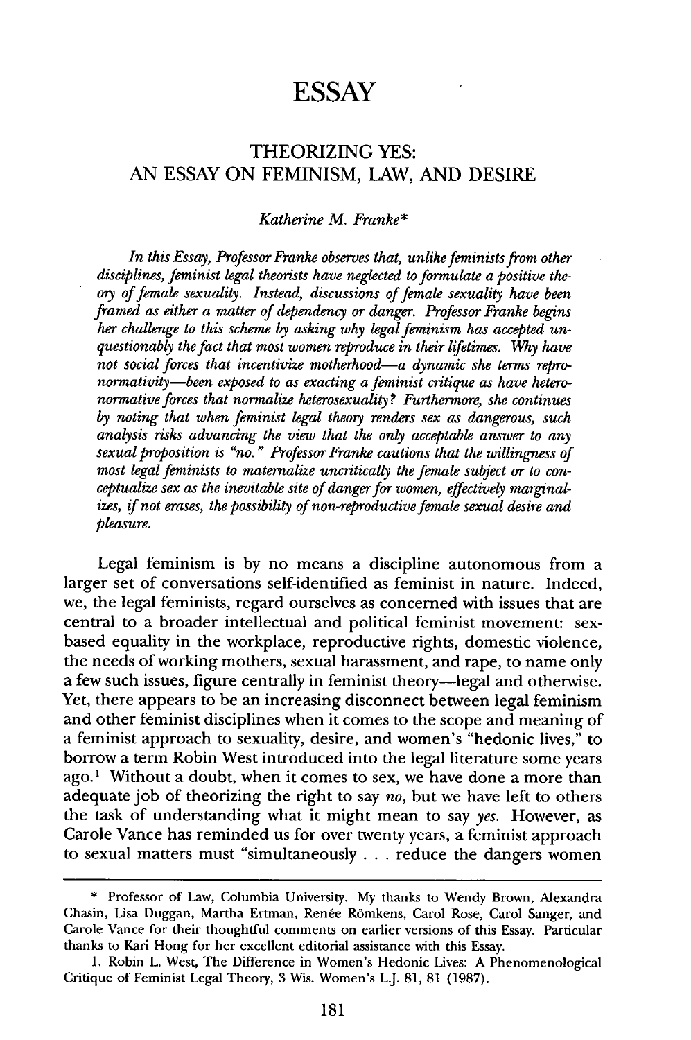# ESSAY

## THEORIZING YES: AN ESSAY ON FEMINISM, LAW, AND DESIRE

*Katherine M. Franke\**

*In this Essay, Professor Franke observes that, unlike feminists from other disciplines, feminist legal theorists have neglected to formulate a positive theory of female sexuality. Instead, discussions of female sexuality have been framed as either a matter of dependency or danger. Professor Franke begins her challenge to this scheme by asking why legal feminism has accepted unquestionably the fact that most women reproduce in their lifetimes. Why have not social forces that incentivize motherhood—a dynamic she terms repronormativity—been exposed to as exacting a feminist critique as have heteronormative forces that normalize heterosexuality? Furthermore, she continues by noting that when feminist legal theory renders sex as dangerous, such analysis risks advancing the view that the only acceptable answer to any sexual proposition is "no." Professor Franke cautions that the willingness of most legal feminists to maternalize uncritically the female subject or to conceptualize sex as the inevitable site of danger for women, effectively marginalizes, if not erases, the possibility of non-reproductive female sexual desire and pleasure.*

Legal feminism is by no means a discipline autonomous from a larger set of conversations self-identified as feminist in nature. Indeed, we, the legal feminists, regard ourselves as concerned with issues that are central to a broader intellectual and political feminist movement: sex-based equality in the workplace, reproductive rights, domestic violence, the needs of working mothers, sexual harassment, and rape, to name only a few such issues, figure centrally in feminist theory—legal and otherwise. Yet, there appears to be an increasing disconnect between legal feminism and other feminist disciplines when it comes to the scope and meaning of a feminist approach to sexuality, desire, and women's "hedonic lives," to borrow a term Robin West introduced into the legal literature some years ago.[1] Without a doubt, when it comes to sex, we have done a more than adequate job of theorizing the right to say *no*, but we have left to others the task of understanding what it might mean to say *yes*. However, as Carole Vance has reminded us for over twenty years, a feminist approach to sexual matters must "simultaneously . . . reduce the dangers women

---

\* Professor of Law, Columbia University. My thanks to Wendy Brown, Alexandra Chasin, Lisa Duggan, Martha Ertman, Renée Römkens, Carol Rose, Carol Sanger, and Carole Vance for their thoughtful comments on earlier versions of this Essay. Particular thanks to Kari Hong for her excellent editorial assistance with this Essay.

1. Robin L. West, The Difference in Women's Hedonic Lives: A Phenomenological Critique of Feminist Legal Theory, 3 Wis. Women's L.J. 81, 81 (1987).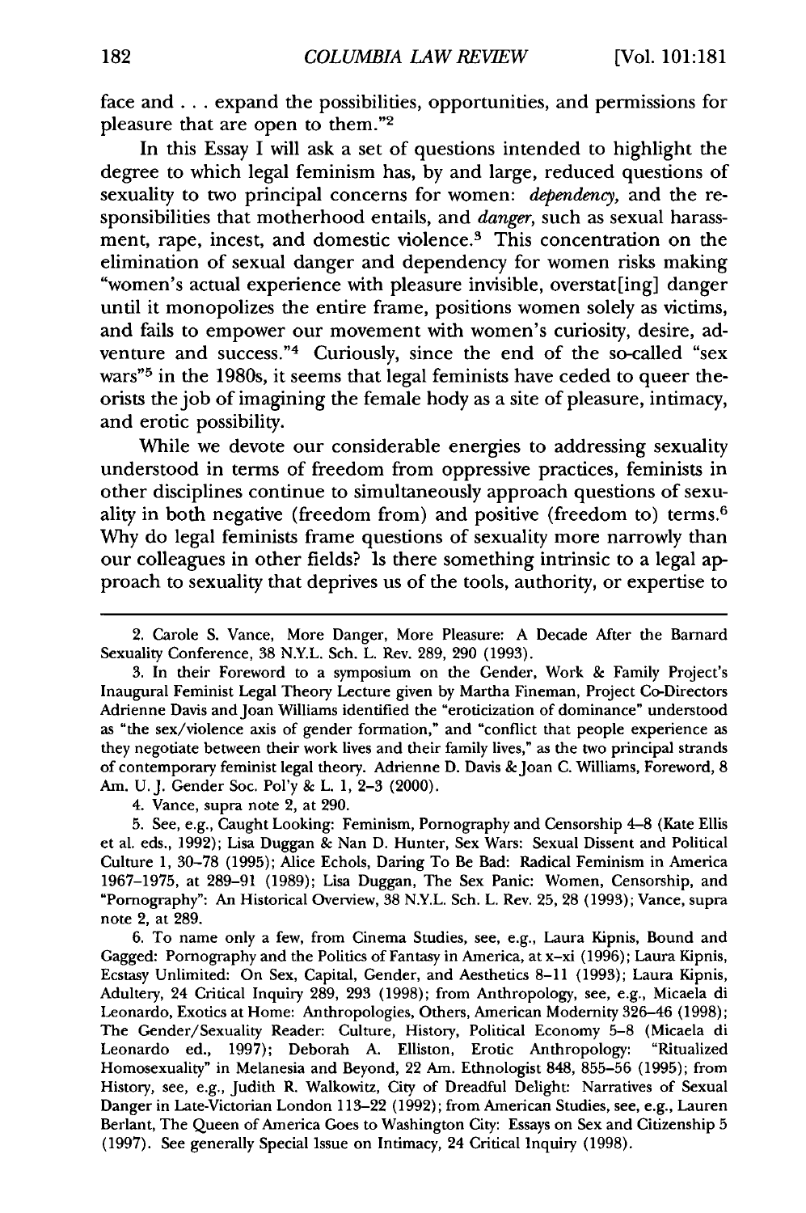face and . . . expand the possibilities, opportunities, and permissions for pleasure that are open to them."[2]

In this Essay I will ask a set of questions intended to highlight the degree to which legal feminism has, by and large, reduced questions of sexuality to two principal concerns for women: *dependency*, and the responsibilities that motherhood entails, and *danger*, such as sexual harassment, rape, incest, and domestic violence.[3] This concentration on the elimination of sexual danger and dependency for women risks making "women's actual experience with pleasure invisible, overstat[ing] danger until it monopolizes the entire frame, positions women solely as victims, and fails to empower our movement with women's curiosity, desire, adventure and success."[4] Curiously, since the end of the so-called "sex wars"[5] in the 1980s, it seems that legal feminists have ceded to queer theorists the job of imagining the female body as a site of pleasure, intimacy, and erotic possibility.

While we devote our considerable energies to addressing sexuality understood in terms of freedom from oppressive practices, feminists in other disciplines continue to simultaneously approach questions of sexuality in both negative (freedom from) and positive (freedom to) terms.[6] Why do legal feminists frame questions of sexuality more narrowly than our colleagues in other fields? Is there something intrinsic to a legal approach to sexuality that deprives us of the tools, authority, or expertise to

---

2. Carole S. Vance, More Danger, More Pleasure: A Decade After the Barnard Sexuality Conference, 38 N.Y.L. Sch. L. Rev. 289, 290 (1993).

3. In their Foreword to a symposium on the Gender, Work & Family Project's Inaugural Feminist Legal Theory Lecture given by Martha Fineman, Project Co-Directors Adrienne Davis and Joan Williams identified the "eroticization of dominance" understood as "the sex/violence axis of gender formation," and "conflict that people experience as they negotiate between their work lives and their family lives," as the two principal strands of contemporary feminist legal theory. Adrienne D. Davis & Joan C. Williams, Foreword, 8 Am. U. J. Gender Soc. Pol'y & L. 1, 2–3 (2000).

4. Vance, supra note 2, at 290.

5. See, e.g., Caught Looking: Feminism, Pornography and Censorship 4–8 (Kate Ellis et al. eds., 1992); Lisa Duggan & Nan D. Hunter, Sex Wars: Sexual Dissent and Political Culture 1, 30–78 (1995); Alice Echols, Daring To Be Bad: Radical Feminism in America 1967–1975, at 289–91 (1989); Lisa Duggan, The Sex Panic: Women, Censorship, and "Pornography": An Historical Overview, 38 N.Y.L. Sch. L. Rev. 25, 28 (1993); Vance, supra note 2, at 289.

6. To name only a few, from Cinema Studies, see, e.g., Laura Kipnis, Bound and Gagged: Pornography and the Politics of Fantasy in America, at x–xi (1996); Laura Kipnis, Ecstasy Unlimited: On Sex, Capital, Gender, and Aesthetics 8–11 (1993); Laura Kipnis, Adultery, 24 Critical Inquiry 289, 293 (1998); from Anthropology, see, e.g., Micaela di Leonardo, Exotics at Home: Anthropologies, Others, American Modernity 326–46 (1998); The Gender/Sexuality Reader: Culture, History, Political Economy 5–8 (Micaela di Leonardo ed., 1997); Deborah A. Elliston, Erotic Anthropology: "Ritualized Homosexuality" in Melanesia and Beyond, 22 Am. Ethnologist 848, 855–56 (1995); from History, see, e.g., Judith R. Walkowitz, City of Dreadful Delight: Narratives of Sexual Danger in Late-Victorian London 113–22 (1992); from American Studies, see, e.g., Lauren Berlant, The Queen of America Goes to Washington City: Essays on Sex and Citizenship 5 (1997). See generally Special Issue on Intimacy, 24 Critical Inquiry (1998).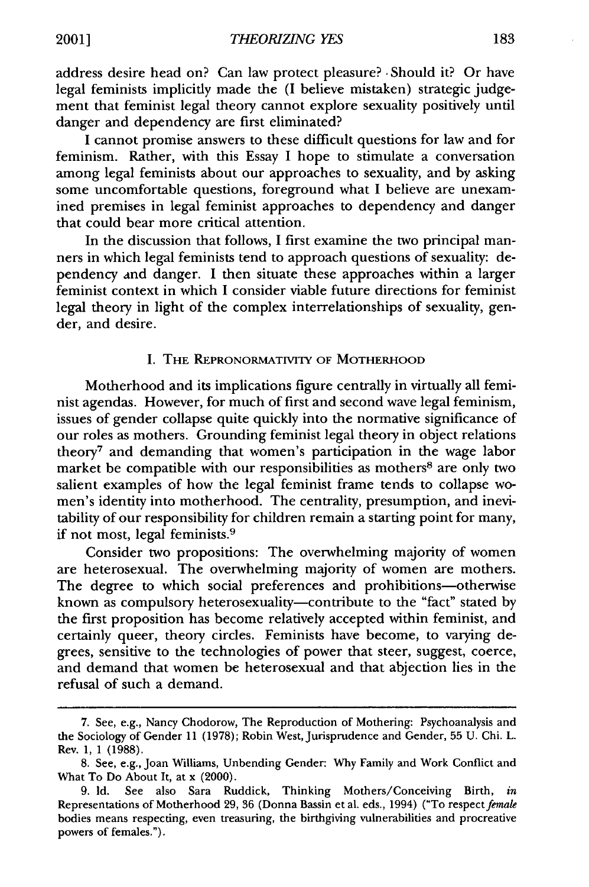address desire head on? Can law protect pleasure? Should it? Or have legal feminists implicitly made the (I believe mistaken) strategic judgement that feminist legal theory cannot explore sexuality positively until danger and dependency are first eliminated?

I cannot promise answers to these difficult questions for law and for feminism. Rather, with this Essay I hope to stimulate a conversation among legal feminists about our approaches to sexuality, and by asking some uncomfortable questions, foreground what I believe are unexamined premises in legal feminist approaches to dependency and danger that could bear more critical attention.

In the discussion that follows, I first examine the two principal manners in which legal feminists tend to approach questions of sexuality: dependency and danger. I then situate these approaches within a larger feminist context in which I consider viable future directions for feminist legal theory in light of the complex interrelationships of sexuality, gender, and desire.

## I. THE REPRONORMATIVITY OF MOTHERHOOD

Motherhood and its implications figure centrally in virtually all feminist agendas. However, for much of first and second wave legal feminism, issues of gender collapse quite quickly into the normative significance of our roles as mothers. Grounding feminist legal theory in object relations theory[7] and demanding that women's participation in the wage labor market be compatible with our responsibilities as mothers[8] are only two salient examples of how the legal feminist frame tends to collapse women's identity into motherhood. The centrality, presumption, and inevitability of our responsibility for children remain a starting point for many, if not most, legal feminists.[9]

Consider two propositions: The overwhelming majority of women are heterosexual. The overwhelming majority of women are mothers. The degree to which social preferences and prohibitions—otherwise known as compulsory heterosexuality—contribute to the "fact" stated by the first proposition has become relatively accepted within feminist, and certainly queer, theory circles. Feminists have become, to varying degrees, sensitive to the technologies of power that steer, suggest, coerce, and demand that women be heterosexual and that abjection lies in the refusal of such a demand.

---

7. See, e.g., Nancy Chodorow, The Reproduction of Mothering: Psychoanalysis and the Sociology of Gender 11 (1978); Robin West, Jurisprudence and Gender, 55 U. Chi. L. Rev. 1, 1 (1988).

8. See, e.g., Joan Williams, Unbending Gender: Why Family and Work Conflict and What To Do About It, at x (2000).

9. Id. See also Sara Ruddick, Thinking Mothers/Conceiving Birth, *in* Representations of Motherhood 29, 36 (Donna Bassin et al. eds., 1994) ("To respect *female* bodies means respecting, even treasuring, the birthgiving vulnerabilities and procreative powers of females.").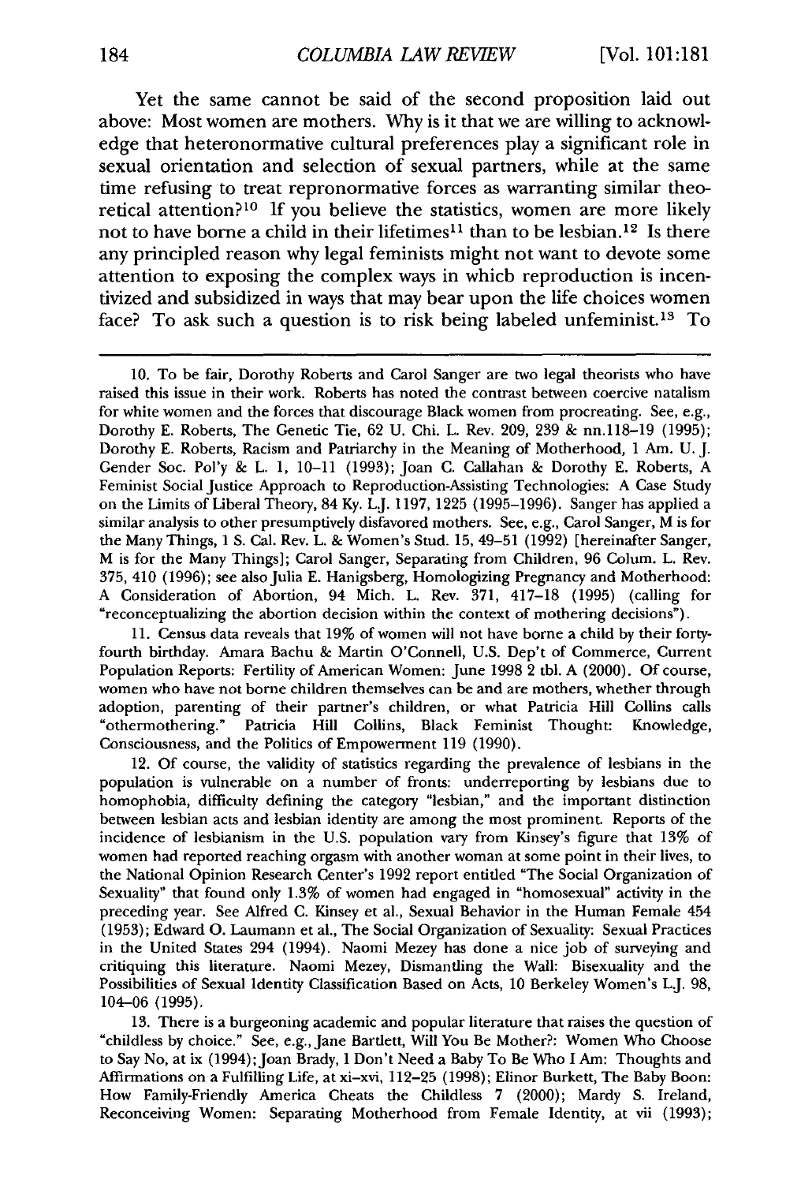Yet the same cannot be said of the second proposition laid out above: Most women are mothers. Why is it that we are willing to acknowledge that heteronormative cultural preferences play a significant role in sexual orientation and selection of sexual partners, while at the same time refusing to treat repronormative forces as warranting similar theoretical attention?[10] If you believe the statistics, women are more likely not to have borne a child in their lifetimes[11] than to be lesbian.[12] Is there any principled reason why legal feminists might not want to devote some attention to exposing the complex ways in whicb reproduction is incentivized and subsidized in ways that may bear upon the life choices women face? To ask such a question is to risk being labeled unfeminist.[13] To

---

10. To be fair, Dorothy Roberts and Carol Sanger are two legal theorists who have raised this issue in their work. Roberts has noted the contrast between coercive natalism for white women and the forces that discourage Black women from procreating. See, e.g., Dorothy E. Roberts, The Genetic Tie, 62 U. Chi. L. Rev. 209, 239 & nn.118–19 (1995); Dorothy E. Roberts, Racism and Patriarchy in the Meaning of Motherhood, 1 Am. U. J. Gender Soc. Pol'y & L. 1, 10–11 (1993); Joan C. Callahan & Dorothy E. Roberts, A Feminist Social Justice Approach to Reproduction-Assisting Technologies: A Case Study on the Limits of Liberal Theory, 84 Ky. L.J. 1197, 1225 (1995–1996). Sanger has applied a similar analysis to other presumptively disfavored mothers. See, e.g., Carol Sanger, M is for the Many Things, 1 S. Cal. Rev. L. & Women's Stud. 15, 49–51 (1992) [hereinafter Sanger, M is for the Many Things]; Carol Sanger, Separating from Children, 96 Colum. L. Rev. 375, 410 (1996); see also Julia E. Hanigsberg, Homologizing Pregnancy and Motherhood: A Consideration of Abortion, 94 Mich. L. Rev. 371, 417–18 (1995) (calling for "reconceptualizing the abortion decision within the context of mothering decisions").

11. Census data reveals that 19% of women will not have borne a child by their forty-fourth birthday. Amara Bachu & Martin O'Connell, U.S. Dep't of Commerce, Current Population Reports: Fertility of American Women: June 1998 2 tbl. A (2000). Of course, women who have not borne children themselves can be and are mothers, whether through adoption, parenting of their partner's children, or what Patricia Hill Collins calls "othermothering." Patricia Hill Collins, Black Feminist Thought: Knowledge, Consciousness, and the Politics of Empowerment 119 (1990).

12. Of course, the validity of statistics regarding the prevalence of lesbians in the population is vulnerable on a number of fronts: underreporting by lesbians due to homophobia, difficulty defining the category "lesbian," and the important distinction between lesbian acts and lesbian identity are among the most prominent. Reports of the incidence of lesbianism in the U.S. population vary from Kinsey's figure that 13% of women had reported reaching orgasm with another woman at some point in their lives, to the National Opinion Research Center's 1992 report entitled "The Social Organization of Sexuality" that found only 1.3% of women had engaged in "homosexual" activity in the preceding year. See Alfred C. Kinsey et al., Sexual Behavior in the Human Female 454 (1953); Edward O. Laumann et al., The Social Organization of Sexuality: Sexual Practices in the United States 294 (1994). Naomi Mezey has done a nice job of surveying and critiquing this literature. Naomi Mezey, Dismantling the Wall: Bisexuality and the Possibilities of Sexual Identity Classification Based on Acts, 10 Berkeley Women's L.J. 98, 104–06 (1995).

13. There is a burgeoning academic and popular literature that raises the question of "childless by choice." See, e.g., Jane Bartlett, Will You Be Mother?: Women Who Choose to Say No, at ix (1994); Joan Brady, I Don't Need a Baby To Be Who I Am: Thoughts and Affirmations on a Fulfilling Life, at xi–xvi, 112–25 (1998); Elinor Burkett, The Baby Boon: How Family-Friendly America Cheats the Childless 7 (2000); Mardy S. Ireland, Reconceiving Women: Separating Motherhood from Female Identity, at vii (1993);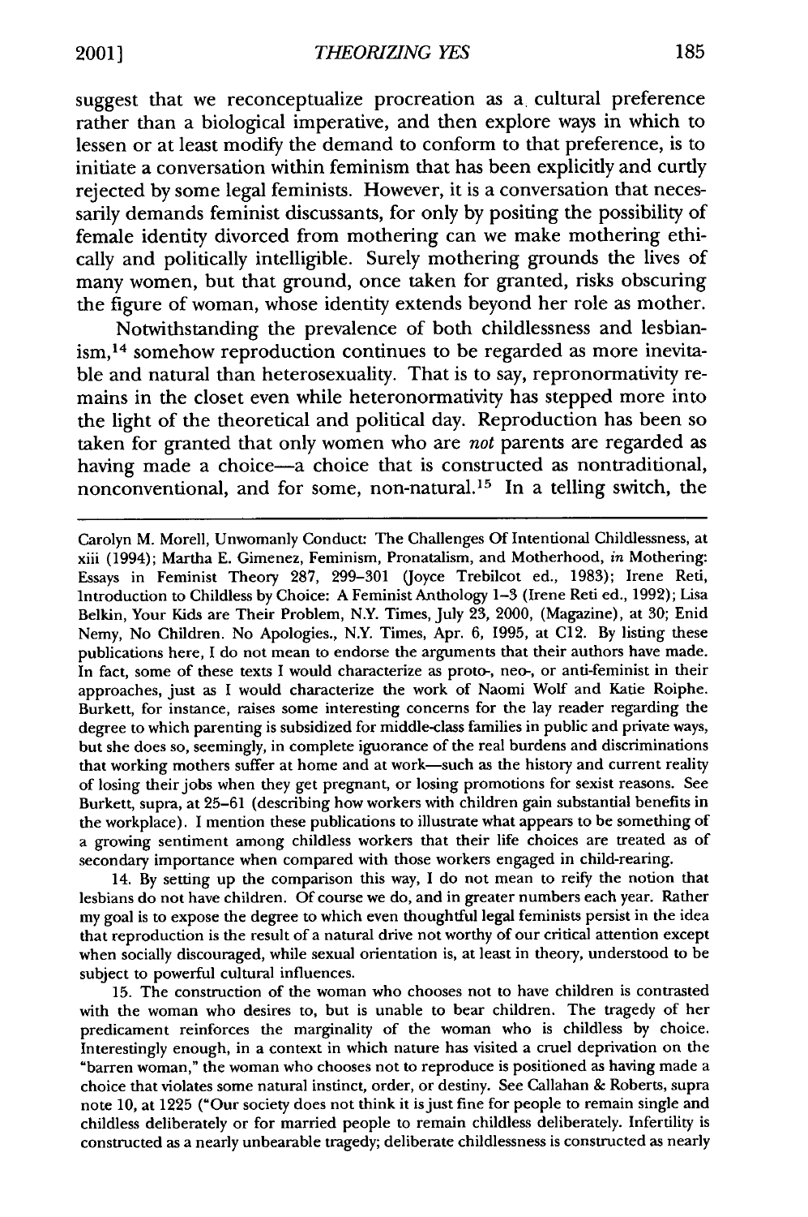suggest that we reconceptualize procreation as a cultural preference rather than a biological imperative, and then explore ways in which to lessen or at least modify the demand to conform to that preference, is to initiate a conversation within feminism that has been explicitly and curtly rejected by some legal feminists. However, it is a conversation that necessarily demands feminist discussants, for only by positing the possibility of female identity divorced from mothering can we make mothering ethically and politically intelligible. Surely mothering grounds the lives of many women, but that ground, once taken for granted, risks obscuring the figure of woman, whose identity extends beyond her role as mother.

Notwithstanding the prevalence of both childlessness and lesbianism,[14] somehow reproduction continues to be regarded as more inevitable and natural than heterosexuality. That is to say, repronormativity remains in the closet even while heteronormativity has stepped more into the light of the theoretical and political day. Reproduction has been so taken for granted that only women who are *not* parents are regarded as having made a choice—a choice that is constructed as nontraditional, nonconventional, and for some, non-natural.[15] In a telling switch, the

---

Carolyn M. Morell, Unwomanly Conduct: The Challenges Of Intentional Childlessness, at xiii (1994); Martha E. Gimenez, Feminism, Pronatalism, and Motherhood, *in* Mothering: Essays in Feminist Theory 287, 299–301 (Joyce Trebilcot ed., 1983); Irene Reti, Introduction to Childless by Choice: A Feminist Anthology 1–3 (Irene Reti ed., 1992); Lisa Belkin, Your Kids are Their Problem, N.Y. Times, July 23, 2000, (Magazine), at 30; Enid Nemy, No Children. No Apologies., N.Y. Times, Apr. 6, 1995, at C12. By listing these publications here, I do not mean to endorse the arguments that their authors have made. In fact, some of these texts I would characterize as proto-, neo-, or anti-feminist in their approaches, just as I would characterize the work of Naomi Wolf and Katie Roiphe. Burkett, for instance, raises some interesting concerns for the lay reader regarding the degree to which parenting is subsidized for middle-class families in public and private ways, but she does so, seemingly, in complete ignorance of the real burdens and discriminations that working mothers suffer at home and at work—such as the history and current reality of losing their jobs when they get pregnant, or losing promotions for sexist reasons. See Burkett, supra, at 25–61 (describing how workers with children gain substantial benefits in the workplace). I mention these publications to illustrate what appears to be something of a growing sentiment among childless workers that their life choices are treated as of secondary importance when compared with those workers engaged in child-rearing.

14. By setting up the comparison this way, I do not mean to reify the notion that lesbians do not have children. Of course we do, and in greater numbers each year. Rather my goal is to expose the degree to which even thoughtful legal feminists persist in the idea that reproduction is the result of a natural drive not worthy of our critical attention except when socially discouraged, while sexual orientation is, at least in theory, understood to be subject to powerful cultural influences.

15. The construction of the woman who chooses not to have children is contrasted with the woman who desires to, but is unable to bear children. The tragedy of her predicament reinforces the marginality of the woman who is childless by choice. Interestingly enough, in a context in which nature has visited a cruel deprivation on the "barren woman," the woman who chooses not to reproduce is positioned as having made a choice that violates some natural instinct, order, or destiny. See Callahan & Roberts, supra note 10, at 1225 ("Our society does not think it is just fine for people to remain single and childless deliberately or for married people to remain childless deliberately. Infertility is constructed as a nearly unbearable tragedy; deliberate childlessness is constructed as nearly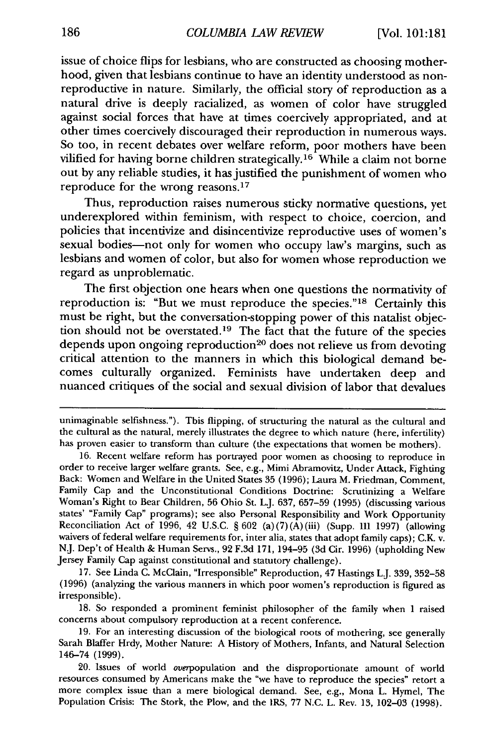issue of choice flips for lesbians, who are constructed as choosing motherhood, given that lesbians continue to have an identity understood as non-reproductive in nature. Similarly, the official story of reproduction as a natural drive is deeply racialized, as women of color have struggled against social forces that have at times coercively appropriated, and at other times coercively discouraged their reproduction in numerous ways. So too, in recent debates over welfare reform, poor mothers have been vilified for having borne children strategically.[16] While a claim not borne out by any reliable studies, it has justified the punishment of women who reproduce for the wrong reasons.[17]

Thus, reproduction raises numerous sticky normative questions, yet underexplored within feminism, with respect to choice, coercion, and policies that incentivize and disincentivize reproductive uses of women's sexual bodies—not only for women who occupy law's margins, such as lesbians and women of color, but also for women whose reproduction we regard as unproblematic.

The first objection one hears when one questions the normativity of reproduction is: "But we must reproduce the species."[18] Certainly this must be right, but the conversation-stopping power of this natalist objection should not be overstated.[19] The fact that the future of the species depends upon ongoing reproduction[20] does not relieve us from devoting critical attention to the manners in which this biological demand becomes culturally organized. Feminists have undertaken deep and nuanced critiques of the social and sexual division of labor that devalues

---

unimaginable selfishness."). This flipping, of structuring the natural as the cultural and the cultural as the natural, merely illustrates the degree to which nature (here, infertility) has proven easier to transform than culture (the expectations that women be mothers).

16. Recent welfare reform has portrayed poor women as choosing to reproduce in order to receive larger welfare grants. See, e.g., Mimi Abramovitz, Under Attack, Fighting Back: Women and Welfare in the United States 35 (1996); Laura M. Friedman, Comment, Family Cap and the Unconstitutional Conditions Doctrine: Scrutinizing a Welfare Woman's Right to Bear Children, 56 Ohio St. L.J. 637, 657–59 (1995) (discussing various states' "Family Cap" programs); see also Personal Responsibility and Work Opportunity Reconciliation Act of 1996, 42 U.S.C. § 602 (a)(7)(A)(iii) (Supp. III 1997) (allowing waivers of federal welfare requirements for, inter alia, states that adopt family caps); C.K. v. N.J. Dep't of Health & Human Servs., 92 F.3d 171, 194–95 (3d Cir. 1996) (upholding New Jersey Family Cap against constitutional and statutory challenge).

17. See Linda C. McClain, "Irresponsible" Reproduction, 47 Hastings L.J. 339, 352–58 (1996) (analyzing the various manners in which poor women's reproduction is figured as irresponsible).

18. So responded a prominent feminist philosopher of the family when I raised concerns about compulsory reproduction at a recent conference.

19. For an interesting discussion of the biological roots of mothering, see generally Sarah Blaffer Hrdy, Mother Nature: A History of Mothers, Infants, and Natural Selection 146–74 (1999).

20. Issues of world *over*population and the disproportionate amount of world resources consumed by Americans make the "we have to reproduce the species" retort a more complex issue than a mere biological demand. See, e.g., Mona L. Hymel, The Population Crisis: The Stork, the Plow, and the IRS, 77 N.C. L. Rev. 13, 102–03 (1998).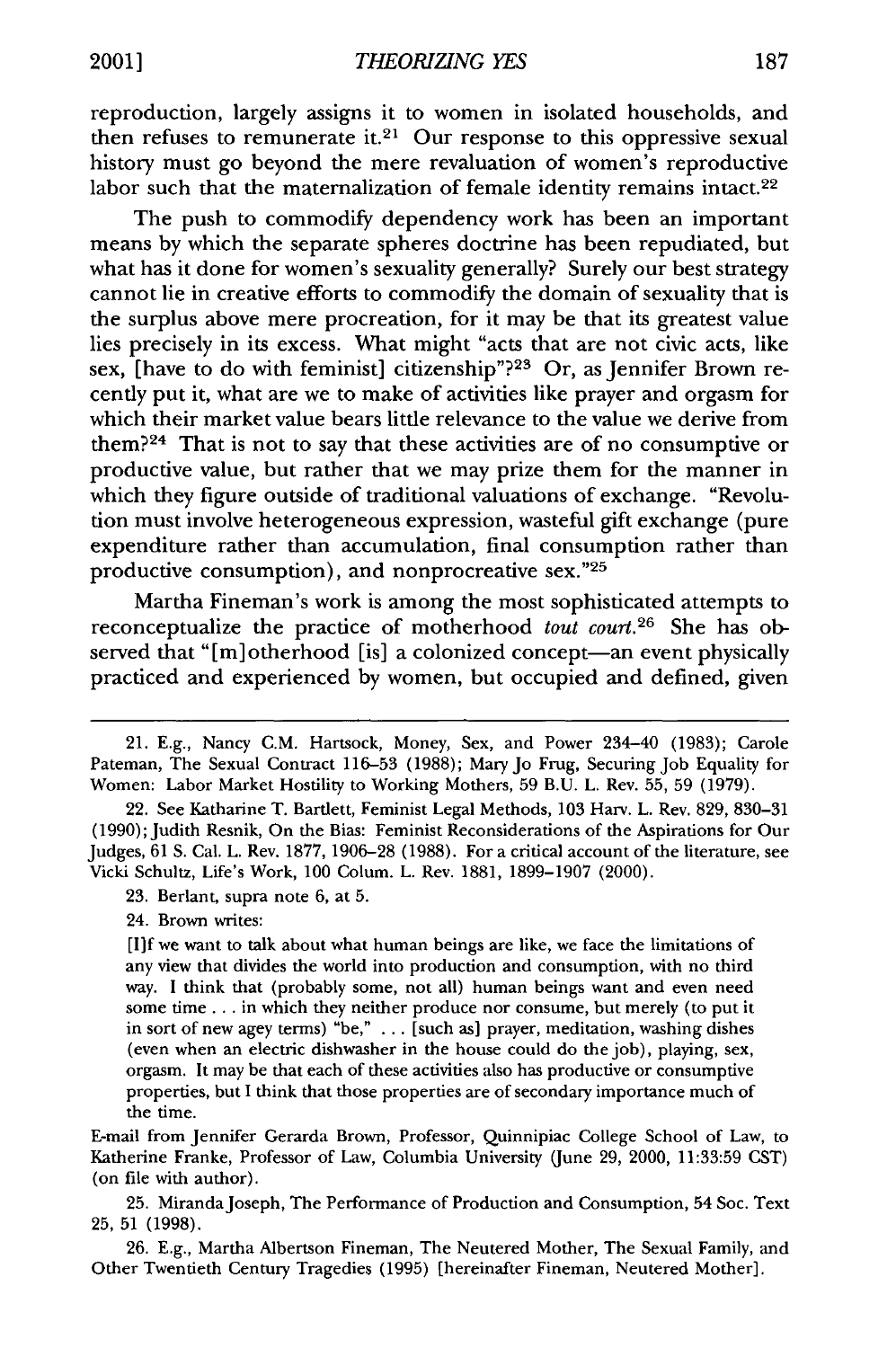reproduction, largely assigns it to women in isolated households, and then refuses to remunerate it.[21] Our response to this oppressive sexual history must go beyond the mere revaluation of women's reproductive labor such that the maternalization of female identity remains intact.[22]

The push to commodify dependency work has been an important means by which the separate spheres doctrine has been repudiated, but what has it done for women's sexuality generally? Surely our best strategy cannot lie in creative efforts to commodify the domain of sexuality that is the surplus above mere procreation, for it may be that its greatest value lies precisely in its excess. What might "acts that are not civic acts, like sex, [have to do with feminist] citizenship"?[23] Or, as Jennifer Brown recently put it, what are we to make of activities like prayer and orgasm for which their market value bears little relevance to the value we derive from them?[24] That is not to say that these activities are of no consumptive or productive value, but rather that we may prize them for the manner in which they figure outside of traditional valuations of exchange. "Revolution must involve heterogeneous expression, wasteful gift exchange (pure expenditure rather than accumulation, final consumption rather than productive consumption), and nonprocreative sex."[25]

Martha Fineman's work is among the most sophisticated attempts to reconceptualize the practice of motherhood *tout court*.[26] She has observed that "[m]otherhood [is] a colonized concept—an event physically practiced and experienced by women, but occupied and defined, given

---

21. E.g., Nancy C.M. Hartsock, Money, Sex, and Power 234–40 (1983); Carole Pateman, The Sexual Contract 116–53 (1988); Mary Jo Frug, Securing Job Equality for Women: Labor Market Hostility to Working Mothers, 59 B.U. L. Rev. 55, 59 (1979).

22. See Katharine T. Bartlett, Feminist Legal Methods, 103 Harv. L. Rev. 829, 830–31 (1990); Judith Resnik, On the Bias: Feminist Reconsiderations of the Aspirations for Our Judges, 61 S. Cal. L. Rev. 1877, 1906–28 (1988). For a critical account of the literature, see Vicki Schultz, Life's Work, 100 Colum. L. Rev. 1881, 1899–1907 (2000).

23. Berlant, supra note 6, at 5.

24. Brown writes:

> [I]f we want to talk about what human beings are like, we face the limitations of any view that divides the world into production and consumption, with no third way. I think that (probably some, not all) human beings want and even need some time . . . in which they neither produce nor consume, but merely (to put it in sort of new agey terms) "be," . . . [such as] prayer, meditation, washing dishes (even when an electric dishwasher in the house could do the job), playing, sex, orgasm. It may be that each of these activities also has productive or consumptive properties, but I think that those properties are of secondary importance much of the time.

E-mail from Jennifer Gerarda Brown, Professor, Quinnipiac College School of Law, to Katherine Franke, Professor of Law, Columbia University (June 29, 2000, 11:33:59 CST) (on file with author).

25. Miranda Joseph, The Performance of Production and Consumption, 54 Soc. Text 25, 51 (1998).

26. E.g., Martha Albertson Fineman, The Neutered Mother, The Sexual Family, and Other Twentieth Century Tragedies (1995) [hereinafter Fineman, Neutered Mother].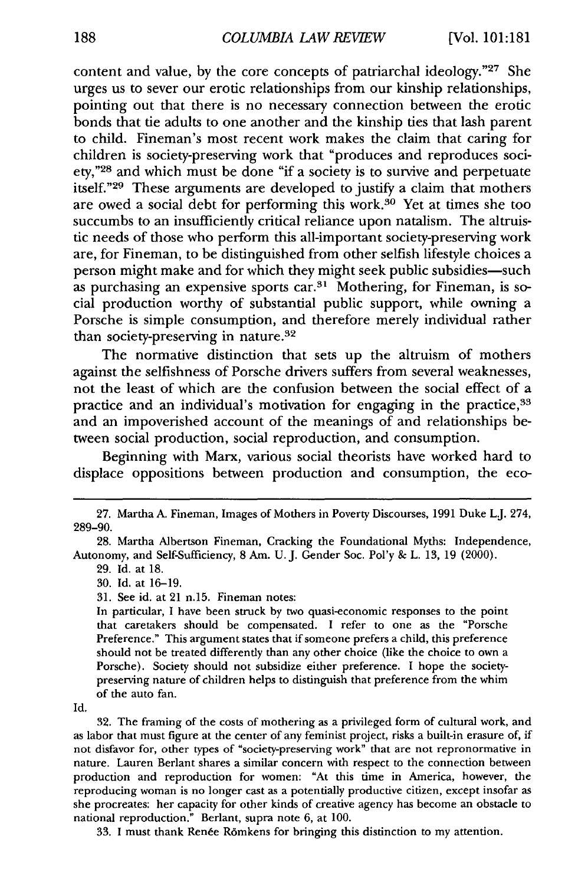content and value, by the core concepts of patriarchal ideology."[27] She urges us to sever our erotic relationships from our kinship relationships, pointing out that there is no necessary connection between the erotic bonds that tie adults to one another and the kinship ties that lash parent to child. Fineman's most recent work makes the claim that caring for children is society-preserving work that "produces and reproduces society,"[28] and which must be done "if a society is to survive and perpetuate itself."[29] These arguments are developed to justify a claim that mothers are owed a social debt for performing this work.[30] Yet at times she too succumbs to an insufficiently critical reliance upon natalism. The altruistic needs of those who perform this all-important society-preserving work are, for Fineman, to be distinguished from other selfish lifestyle choices a person might make and for which they might seek public subsidies—such as purchasing an expensive sports car.[31] Mothering, for Fineman, is social production worthy of substantial public support, while owning a Porsche is simple consumption, and therefore merely individual rather than society-preserving in nature.[32]

The normative distinction that sets up the altruism of mothers against the selfishness of Porsche drivers suffers from several weaknesses, not the least of which are the confusion between the social effect of a practice and an individual's motivation for engaging in the practice,[33] and an impoverished account of the meanings of and relationships between social production, social reproduction, and consumption.

Beginning with Marx, various social theorists have worked hard to displace oppositions between production and consumption, the eco-

---

27. Martha A. Fineman, Images of Mothers in Poverty Discourses, 1991 Duke L.J. 274, 289–90.

28. Martha Albertson Fineman, Cracking the Foundational Myths: Independence, Autonomy, and Self-Sufficiency, 8 Am. U. J. Gender Soc. Pol'y & L. 13, 19 (2000).

29. Id. at 18.

30. Id. at 16–19.

31. See id. at 21 n.15. Fineman notes:

> In particular, I have been struck by two quasi-economic responses to the point that caretakers should be compensated. I refer to one as the "Porsche Preference." This argument states that if someone prefers a child, this preference should not be treated differently than any other choice (like the choice to own a Porsche). Society should not subsidize either preference. I hope the society-preserving nature of children helps to distinguish that preference from the whim of the auto fan.

Id.

32. The framing of the costs of mothering as a privileged form of cultural work, and as labor that must figure at the center of any feminist project, risks a built-in erasure of, if not disfavor for, other types of "society-preserving work" that are not repronormative in nature. Lauren Berlant shares a similar concern with respect to the connection between production and reproduction for women: "At this time in America, however, the reproducing woman is no longer cast as a potentially productive citizen, except insofar as she procreates: her capacity for other kinds of creative agency has become an obstacle to national reproduction." Berlant, supra note 6, at 100.

33. I must thank Renée Römkens for bringing this distinction to my attention.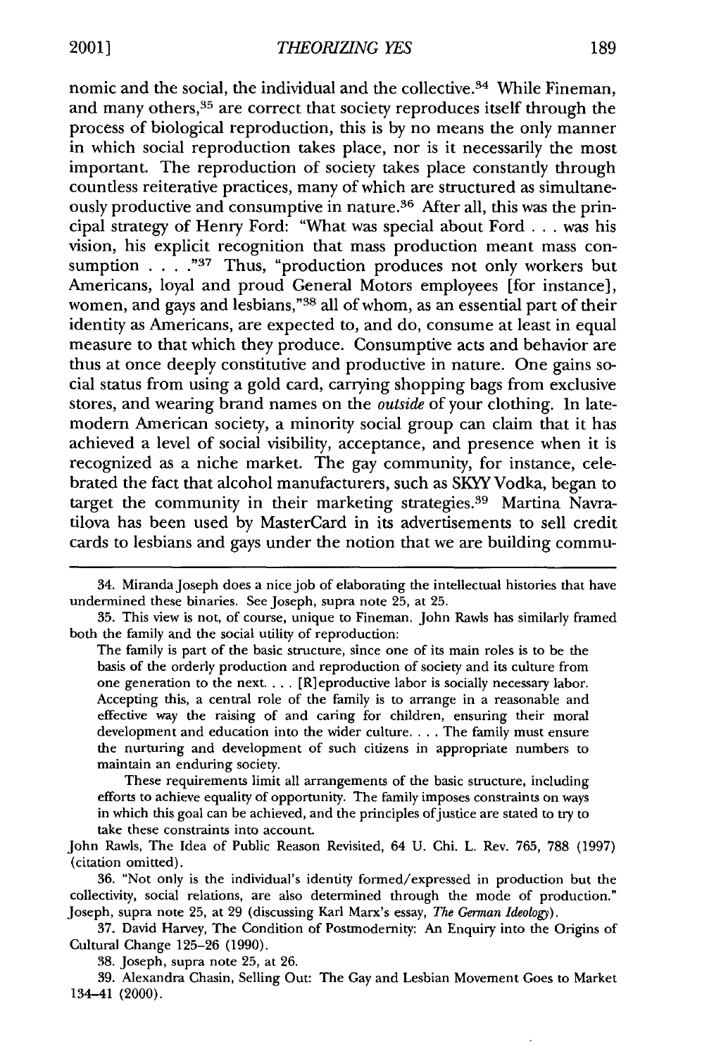nomic and the social, the individual and the collective.[34] While Fineman, and many others,[35] are correct that society reproduces itself through the process of biological reproduction, this is by no means the only manner in which social reproduction takes place, nor is it necessarily the most important. The reproduction of society takes place constantly through countless reiterative practices, many of which are structured as simultaneously productive and consumptive in nature.[36] After all, this was the principal strategy of Henry Ford: "What was special about Ford . . . was his vision, his explicit recognition that mass production meant mass consumption . . . ."[37] Thus, "production produces not only workers but Americans, loyal and proud General Motors employees [for instance], women, and gays and lesbians,"[38] all of whom, as an essential part of their identity as Americans, are expected to, and do, consume at least in equal measure to that which they produce. Consumptive acts and behavior are thus at once deeply constitutive and productive in nature. One gains social status from using a gold card, carrying shopping bags from exclusive stores, and wearing brand names on the *outside* of your clothing. In late-modern American society, a minority social group can claim that it has achieved a level of social visibility, acceptance, and presence when it is recognized as a niche market. The gay community, for instance, celebrated the fact that alcohol manufacturers, such as SKYY Vodka, began to target the community in their marketing strategies.[39] Martina Navratilova has been used by MasterCard in its advertisements to sell credit cards to lesbians and gays under the notion that we are building commu-

---

34. Miranda Joseph does a nice job of elaborating the intellectual histories that have undermined these binaries. See Joseph, supra note 25, at 25.

35. This view is not, of course, unique to Fineman. John Rawls has similarly framed both the family and the social utility of reproduction:

> The family is part of the basic structure, since one of its main roles is to be the basis of the orderly production and reproduction of society and its culture from one generation to the next. . . . [R]eproductive labor is socially necessary labor. Accepting this, a central role of the family is to arrange in a reasonable and effective way the raising of and caring for children, ensuring their moral development and education into the wider culture. . . . The family must ensure the nurturing and development of such citizens in appropriate numbers to maintain an enduring society.
>
> These requirements limit all arrangements of the basic structure, including efforts to achieve equality of opportunity. The family imposes constraints on ways in which this goal can be achieved, and the principles of justice are stated to try to take these constraints into account.

John Rawls, The Idea of Public Reason Revisited, 64 U. Chi. L. Rev. 765, 788 (1997) (citation omitted).

36. "Not only is the individual's identity formed/expressed in production but the collectivity, social relations, are also determined through the mode of production." Joseph, supra note 25, at 29 (discussing Karl Marx's essay, *The German Ideology*).

37. David Harvey, The Condition of Postmodernity: An Enquiry into the Origins of Cultural Change 125–26 (1990).

38. Joseph, supra note 25, at 26.

39. Alexandra Chasin, Selling Out: The Gay and Lesbian Movement Goes to Market 134–41 (2000).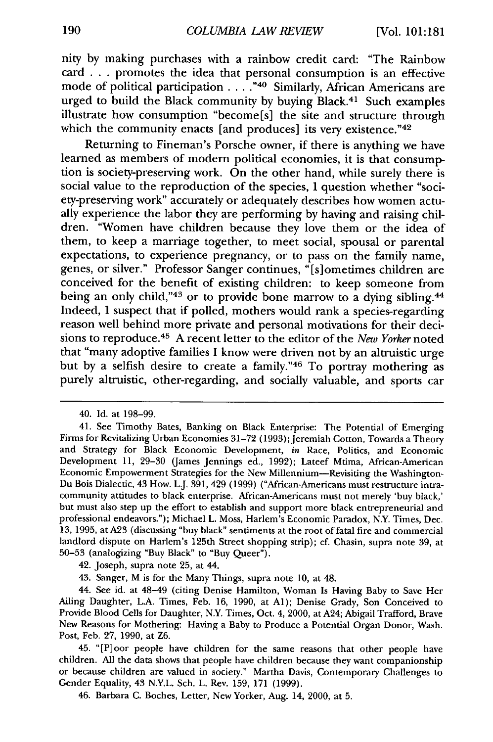nity by making purchases with a rainbow credit card: "The Rainbow card . . . promotes the idea that personal consumption is an effective mode of political participation . . . ."[40] Similarly, African Americans are urged to build the Black community by buying Black.[41] Such examples illustrate how consumption "become[s] the site and structure through which the community enacts [and produces] its very existence."[42]

Returning to Fineman's Porsche owner, if there is anything we have learned as members of modern political economies, it is that consumption is society-preserving work. On the other hand, while surely there is social value to the reproduction of the species, I question whether "society-preserving work" accurately or adequately describes how women actually experience the labor they are performing by having and raising children. "Women have children because they love them or the idea of them, to keep a marriage together, to meet social, spousal or parental expectations, to experience pregnancy, or to pass on the family name, genes, or silver." Professor Sanger continues, "[s]ometimes children are conceived for the benefit of existing children: to keep someone from being an only child,"[43] or to provide bone marrow to a dying sibling.[44] Indeed, I suspect that if polled, mothers would rank a species-regarding reason well behind more private and personal motivations for their decisions to reproduce.[45] A recent letter to the editor of the *New Yorker* noted that "many adoptive families I know were driven not by an altruistic urge but by a selfish desire to create a family."[46] To portray mothering as purely altruistic, other-regarding, and socially valuable, and sports car

---

40. Id. at 198–99.

41. See Timothy Bates, Banking on Black Enterprise: The Potential of Emerging Firms for Revitalizing Urban Economies 31–72 (1993); Jeremiah Cotton, Towards a Theory and Strategy for Black Economic Development, *in* Race, Politics, and Economic Development 11, 29–30 (James Jennings ed., 1992); Lateef Mtima, African-American Economic Empowerment Strategies for the New Millennium—Revisiting the Washington-Du Bois Dialectic, 43 How. L.J. 391, 429 (1999) ("African-Americans must restructure intra-community attitudes to black enterprise. African-Americans must not merely 'buy black,' but must also step up the effort to establish and support more black entrepreneurial and professional endeavors."); Michael L. Moss, Harlem's Economic Paradox, N.Y. Times, Dec. 13, 1995, at A23 (discussing "buy black" sentiments at the root of fatal fire and commercial landlord dispute on Harlem's 125th Street shopping strip); cf. Chasin, supra note 39, at 50–53 (analogizing "Buy Black" to "Buy Queer").

42. Joseph, supra note 25, at 44.

43. Sanger, M is for the Many Things, supra note 10, at 48.

44. See id. at 48–49 (citing Denise Hamilton, Woman Is Having Baby to Save Her Ailing Daughter, L.A. Times, Feb. 16, 1990, at A1); Denise Grady, Son Conceived to Provide Blood Cells for Daughter, N.Y. Times, Oct. 4, 2000, at A24; Abigail Trafford, Brave New Reasons for Mothering: Having a Baby to Produce a Potential Organ Donor, Wash. Post, Feb. 27, 1990, at Z6.

45. "[P]oor people have children for the same reasons that other people have children. All the data shows that people have children because they want companionship or because children are valued in society." Martha Davis, Contemporary Challenges to Gender Equality, 43 N.Y.L. Sch. L. Rev. 159, 171 (1999).

46. Barbara C. Boches, Letter, New Yorker, Aug. 14, 2000, at 5.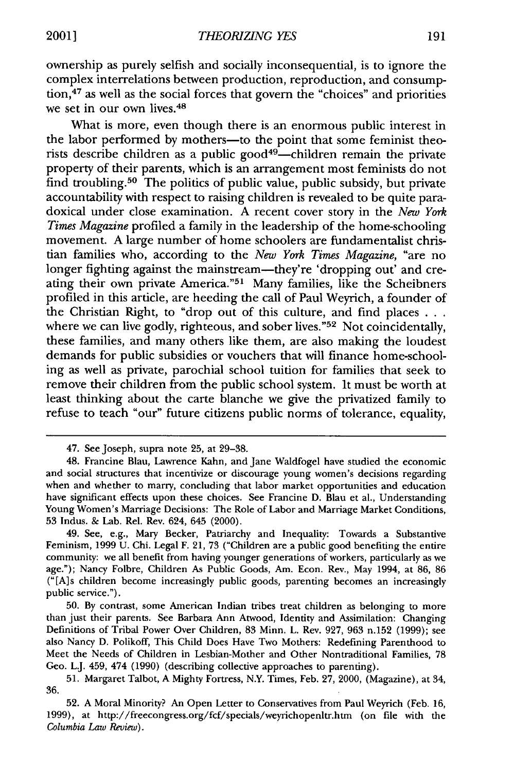ownership as purely selfish and socially inconsequential, is to ignore the complex interrelations between production, reproduction, and consumption,[47] as well as the social forces that govern the "choices" and priorities we set in our own lives.[48]

What is more, even though there is an enormous public interest in the labor performed by mothers—to the point that some feminist theorists describe children as a public good[49]—children remain the private property of their parents, which is an arrangement most feminists do not find troubling.[50] The politics of public value, public subsidy, but private accountability with respect to raising children is revealed to be quite paradoxical under close examination. A recent cover story in the *New York Times Magazine* profiled a family in the leadership of the home-schooling movement. A large number of home schoolers are fundamentalist christian families who, according to the *New York Times Magazine*, "are no longer fighting against the mainstream—they're 'dropping out' and creating their own private America."[51] Many families, like the Scheibners profiled in this article, are heeding the call of Paul Weyrich, a founder of the Christian Right, to "drop out of this culture, and find places . . . where we can live godly, righteous, and sober lives."[52] Not coincidentally, these families, and many others like them, are also making the loudest demands for public subsidies or vouchers that will finance home-schooling as well as private, parochial school tuition for families that seek to remove their children from the public school system. It must be worth at least thinking about the carte blanche we give the privatized family to refuse to teach "our" future citizens public norms of tolerance, equality,

---

47. See Joseph, supra note 25, at 29–38.

48. Francine Blau, Lawrence Kahn, and Jane Waldfogel have studied the economic and social structures that incentivize or discourage young women's decisions regarding when and whether to marry, concluding that labor market opportunities and education have significant effects upon these choices. See Francine D. Blau et al., Understanding Young Women's Marriage Decisions: The Role of Labor and Marriage Market Conditions, 53 Indus. & Lab. Rel. Rev. 624, 645 (2000).

49. See, e.g., Mary Becker, Patriarchy and Inequality: Towards a Substantive Feminism, 1999 U. Chi. Legal F. 21, 73 ("Children are a public good benefiting the entire community: we all benefit from having younger generations of workers, particularly as we age."); Nancy Folbre, Children As Public Goods, Am. Econ. Rev., May 1994, at 86, 86 ("[A]s children become increasingly public goods, parenting becomes an increasingly public service.").

50. By contrast, some American Indian tribes treat children as belonging to more than just their parents. See Barbara Ann Atwood, Identity and Assimilation: Changing Definitions of Tribal Power Over Children, 83 Minn. L. Rev. 927, 963 n.152 (1999); see also Nancy D. Polikoff, This Child Does Have Two Mothers: Redefining Parenthood to Meet the Needs of Children in Lesbian-Mother and Other Nontraditional Families, 78 Geo. L.J. 459, 474 (1990) (describing collective approaches to parenting).

51. Margaret Talbot, A Mighty Fortress, N.Y. Times, Feb. 27, 2000, (Magazine), at 34, 36.

52. A Moral Minority? An Open Letter to Conservatives from Paul Weyrich (Feb. 16, 1999), at http://freecongress.org/fcf/specials/weyrichopenltr.htm (on file with the *Columbia Law Review*).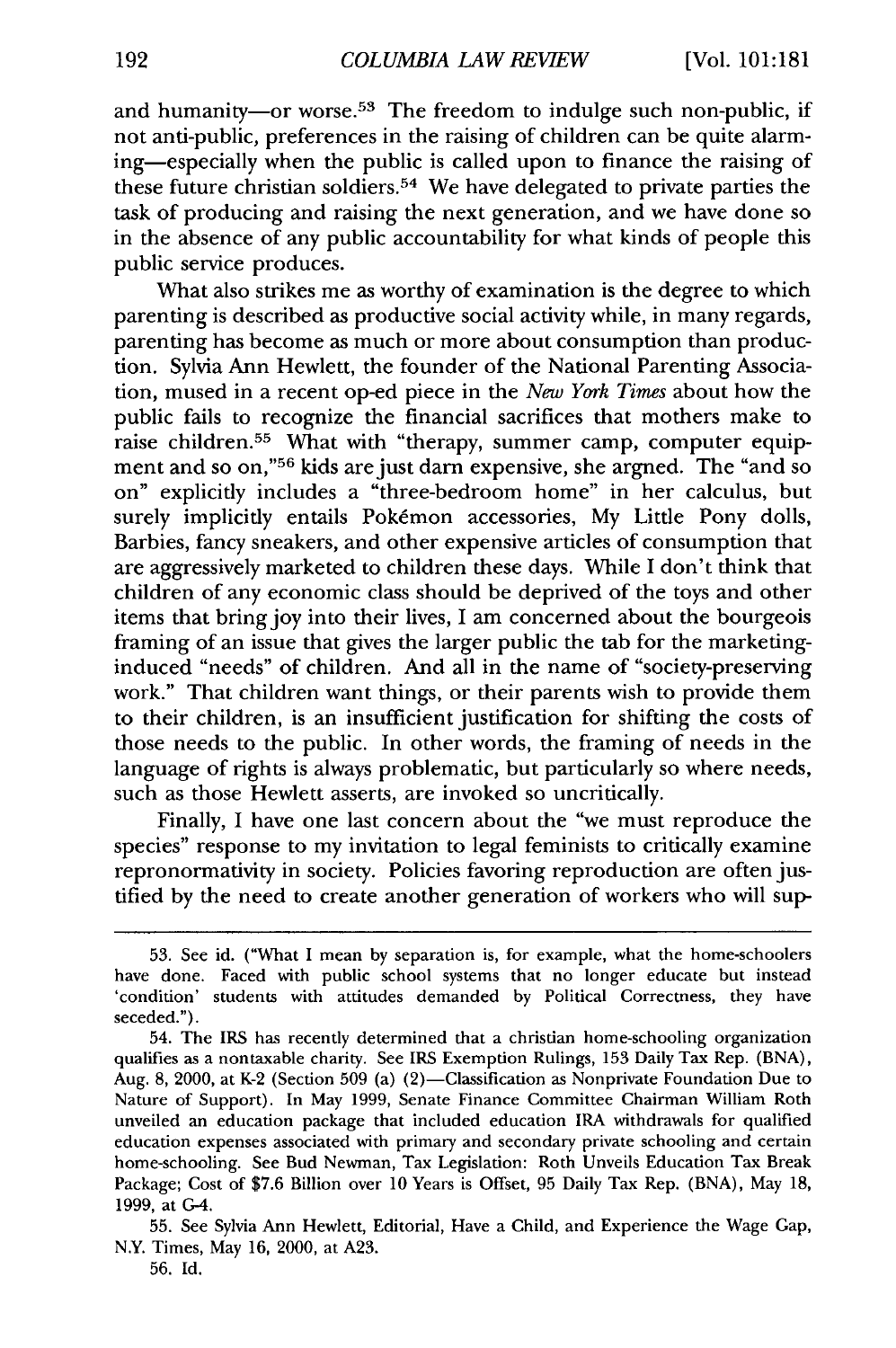and humanity—or worse.[53] The freedom to indulge such non-public, if not anti-public, preferences in the raising of children can be quite alarming—especially when the public is called upon to finance the raising of these future christian soldiers.[54] We have delegated to private parties the task of producing and raising the next generation, and we have done so in the absence of any public accountability for what kinds of people this public service produces.

What also strikes me as worthy of examination is the degree to which parenting is described as productive social activity while, in many regards, parenting has become as much or more about consumption than production. Sylvia Ann Hewlett, the founder of the National Parenting Association, mused in a recent op-ed piece in the *New York Times* about how the public fails to recognize the financial sacrifices that mothers make to raise children.[55] What with "therapy, summer camp, computer equipment and so on,"[56] kids are just darn expensive, she argued. The "and so on" explicitly includes a "three-bedroom home" in her calculus, but surely implicitly entails Pokémon accessories, My Little Pony dolls, Barbies, fancy sneakers, and other expensive articles of consumption that are aggressively marketed to children these days. While I don't think that children of any economic class should be deprived of the toys and other items that bring joy into their lives, I am concerned about the bourgeois framing of an issue that gives the larger public the tab for the marketing-induced "needs" of children. And all in the name of "society-preserving work." That children want things, or their parents wish to provide them to their children, is an insufficient justification for shifting the costs of those needs to the public. In other words, the framing of needs in the language of rights is always problematic, but particularly so where needs, such as those Hewlett asserts, are invoked so uncritically.

Finally, I have one last concern about the "we must reproduce the species" response to my invitation to legal feminists to critically examine repronormativity in society. Policies favoring reproduction are often justified by the need to create another generation of workers who will sup-

---

53. See id. ("What I mean by separation is, for example, what the home-schoolers have done. Faced with public school systems that no longer educate but instead 'condition' students with attitudes demanded by Political Correctness, they have seceded.").

54. The IRS has recently determined that a christian home-schooling organization qualifies as a nontaxable charity. See IRS Exemption Rulings, 153 Daily Tax Rep. (BNA), Aug. 8, 2000, at K-2 (Section 509 (a) (2)—Classification as Nonprivate Foundation Due to Nature of Support). In May 1999, Senate Finance Committee Chairman William Roth unveiled an education package that included education IRA withdrawals for qualified education expenses associated with primary and secondary private schooling and certain home-schooling. See Bud Newman, Tax Legislation: Roth Unveils Education Tax Break Package; Cost of $7.6 Billion over 10 Years is Offset, 95 Daily Tax Rep. (BNA), May 18, 1999, at G-4.

55. See Sylvia Ann Hewlett, Editorial, Have a Child, and Experience the Wage Gap, N.Y. Times, May 16, 2000, at A23.

56. Id.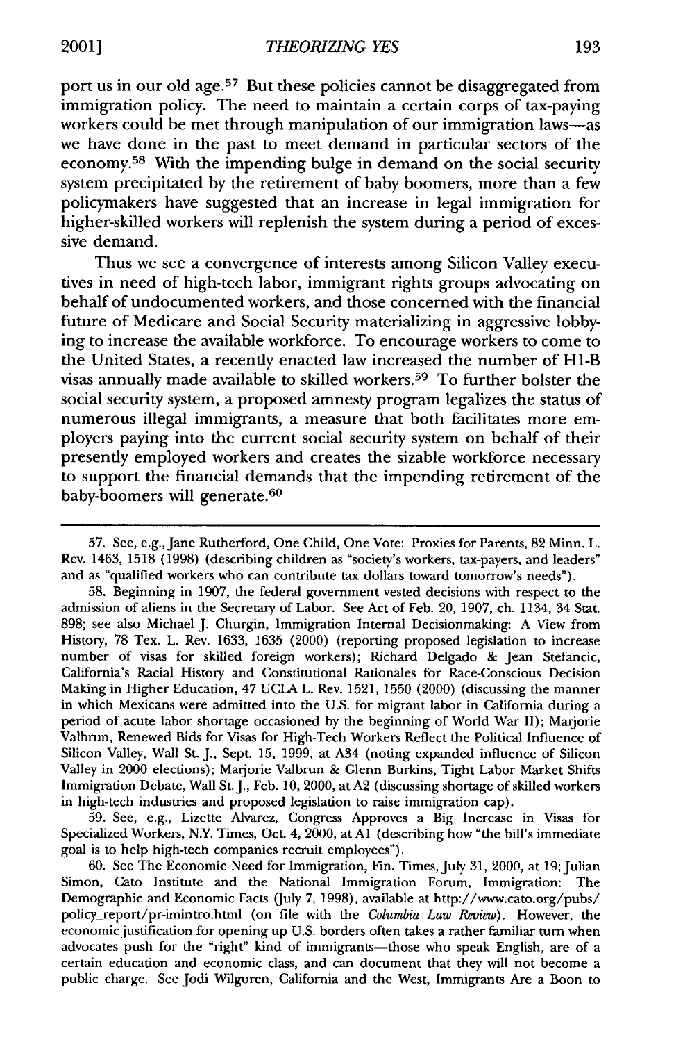port us in our old age.[57] But these policies cannot be disaggregated from immigration policy. The need to maintain a certain corps of tax-paying workers could be met through manipulation of our immigration laws—as we have done in the past to meet demand in particular sectors of the economy.[58] With the impending bulge in demand on the social security system precipitated by the retirement of baby boomers, more than a few policymakers have suggested that an increase in legal immigration for higher-skilled workers will replenish the system during a period of excessive demand.

Thus we see a convergence of interests among Silicon Valley executives in need of high-tech labor, immigrant rights groups advocating on behalf of undocumented workers, and those concerned with the financial future of Medicare and Social Security materializing in aggressive lobbying to increase the available workforce. To encourage workers to come to the United States, a recently enacted law increased the number of H1-B visas annually made available to skilled workers.[59] To further bolster the social security system, a proposed amnesty program legalizes the status of numerous illegal immigrants, a measure that both facilitates more employers paying into the current social security system on behalf of their presently employed workers and creates the sizable workforce necessary to support the financial demands that the impending retirement of the baby-boomers will generate.[60]

---

57. See, e.g., Jane Rutherford, One Child, One Vote: Proxies for Parents, 82 Minn. L. Rev. 1463, 1518 (1998) (describing children as "society's workers, tax-payers, and leaders" and as "qualified workers who can contribute tax dollars toward tomorrow's needs").

58. Beginning in 1907, the federal government vested decisions with respect to the admission of aliens in the Secretary of Labor. See Act of Feb. 20, 1907, ch. 1134, 34 Stat. 898; see also Michael J. Churgin, Immigration Internal Decisionmaking: A View from History, 78 Tex. L. Rev. 1633, 1635 (2000) (reporting proposed legislation to increase number of visas for skilled foreign workers); Richard Delgado & Jean Stefancic, California's Racial History and Constitutional Rationales for Race-Conscious Decision Making in Higher Education, 47 UCLA L. Rev. 1521, 1550 (2000) (discussing the manner in which Mexicans were admitted into the U.S. for migrant labor in California during a period of acute labor shortage occasioned by the beginning of World War II); Marjorie Valbrun, Renewed Bids for Visas for High-Tech Workers Reflect the Political Influence of Silicon Valley, Wall St. J., Sept. 15, 1999, at A34 (noting expanded influence of Silicon Valley in 2000 elections); Marjorie Valbrun & Glenn Burkins, Tight Labor Market Shifts Immigration Debate, Wall St. J., Feb. 10, 2000, at A2 (discussing shortage of skilled workers in high-tech industries and proposed legislation to raise immigration cap).

59. See, e.g., Lizette Alvarez, Congress Approves a Big Increase in Visas for Specialized Workers, N.Y. Times, Oct. 4, 2000, at A1 (describing how "the bill's immediate goal is to help high-tech companies recruit employees").

60. See The Economic Need for Immigration, Fin. Times, July 31, 2000, at 19; Julian Simon, Cato Institute and the National Immigration Forum, Immigration: The Demographic and Economic Facts (July 7, 1998), available at http://www.cato.org/pubs/policy_report/pr-imintro.html (on file with the *Columbia Law Review*). However, the economic justification for opening up U.S. borders often takes a rather familiar turn when advocates push for the "right" kind of immigrants—those who speak English, are of a certain education and economic class, and can document that they will not become a public charge. See Jodi Wilgoren, California and the West, Immigrants Are a Boon to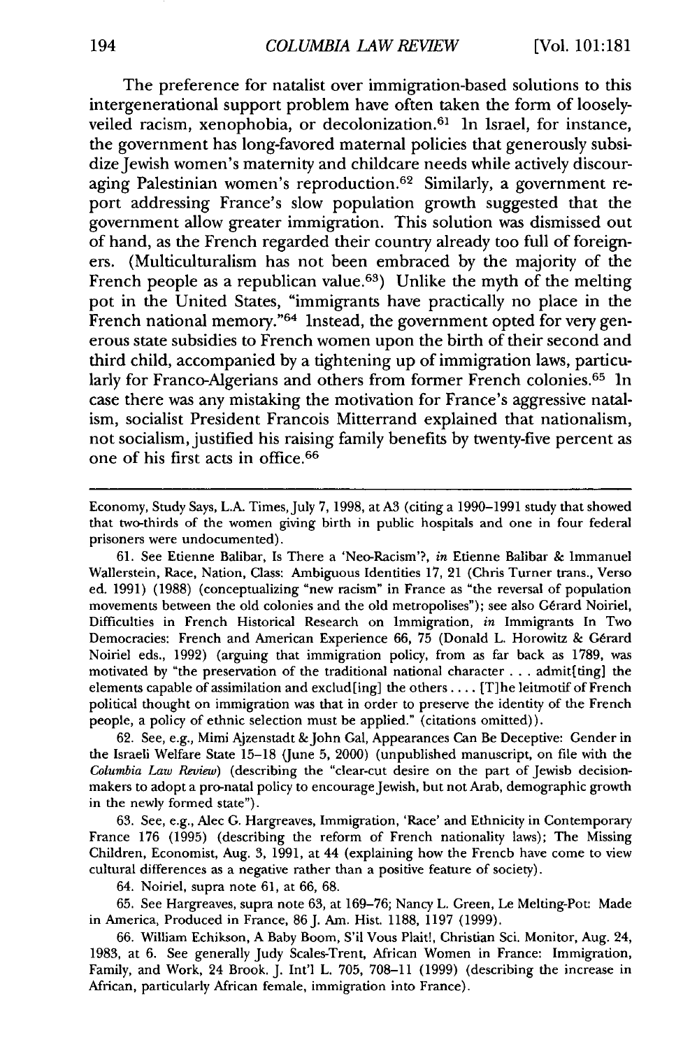The preference for natalist over immigration-based solutions to this intergenerational support problem have often taken the form of loosely-veiled racism, xenophobia, or decolonization.[61] In Israel, for instance, the government has long-favored maternal policies that generously subsidize Jewish women's maternity and childcare needs while actively discouraging Palestinian women's reproduction.[62] Similarly, a government report addressing France's slow population growth suggested that the government allow greater immigration. This solution was dismissed out of hand, as the French regarded their country already too full of foreigners. (Multiculturalism has not been embraced by the majority of the French people as a republican value.[63]) Unlike the myth of the melting pot in the United States, "immigrants have practically no place in the French national memory."[64] Instead, the government opted for very generous state subsidies to French women upon the birth of their second and third child, accompanied by a tightening up of immigration laws, particularly for Franco-Algerians and others from former French colonies.[65] In case there was any mistaking the motivation for France's aggressive natalism, socialist President Francois Mitterrand explained that nationalism, not socialism, justified his raising family benefits by twenty-five percent as one of his first acts in office.[66]

---

Economy, Study Says, L.A. Times, July 7, 1998, at A3 (citing a 1990–1991 study that showed that two-thirds of the women giving birth in public hospitals and one in four federal prisoners were undocumented).

61. See Etienne Balibar, Is There a 'Neo-Racism'?, *in* Etienne Balibar & Immanuel Wallerstein, Race, Nation, Class: Ambiguous Identities 17, 21 (Chris Turner trans., Verso ed. 1991) (1988) (conceptualizing "new racism" in France as "the reversal of population movements between the old colonies and the old metropolises"); see also Gérard Noiriel, Difficulties in French Historical Research on Immigration, *in* Immigrants In Two Democracies: French and American Experience 66, 75 (Donald L. Horowitz & Gérard Noiriel eds., 1992) (arguing that immigration policy, from as far back as 1789, was motivated by "the preservation of the traditional national character . . . admit[ting] the elements capable of assimilation and exclud[ing] the others . . . . [T]he leitmotif of French political thought on immigration was that in order to preserve the identity of the French people, a policy of ethnic selection must be applied." (citations omitted)).

62. See, e.g., Mimi Ajzenstadt & John Gal, Appearances Can Be Deceptive: Gender in the Israeli Welfare State 15–18 (June 5, 2000) (unpublished manuscript, on file with the *Columbia Law Review*) (describing the "clear-cut desire on the part of Jewish decision-makers to adopt a pro-natal policy to encourage Jewish, but not Arab, demographic growth in the newly formed state").

63. See, e.g., Alec G. Hargreaves, Immigration, 'Race' and Ethnicity in Contemporary France 176 (1995) (describing the reform of French nationality laws); The Missing Children, Economist, Aug. 3, 1991, at 44 (explaining how the French have come to view cultural differences as a negative rather than a positive feature of society).

64. Noiriel, supra note 61, at 66, 68.

65. See Hargreaves, supra note 63, at 169–76; Nancy L. Green, Le Melting-Pot: Made in America, Produced in France, 86 J. Am. Hist. 1188, 1197 (1999).

66. William Echikson, A Baby Boom, S'il Vous Plait!, Christian Sci. Monitor, Aug. 24, 1983, at 6. See generally Judy Scales-Trent, African Women in France: Immigration, Family, and Work, 24 Brook. J. Int'l L. 705, 708–11 (1999) (describing the increase in African, particularly African female, immigration into France).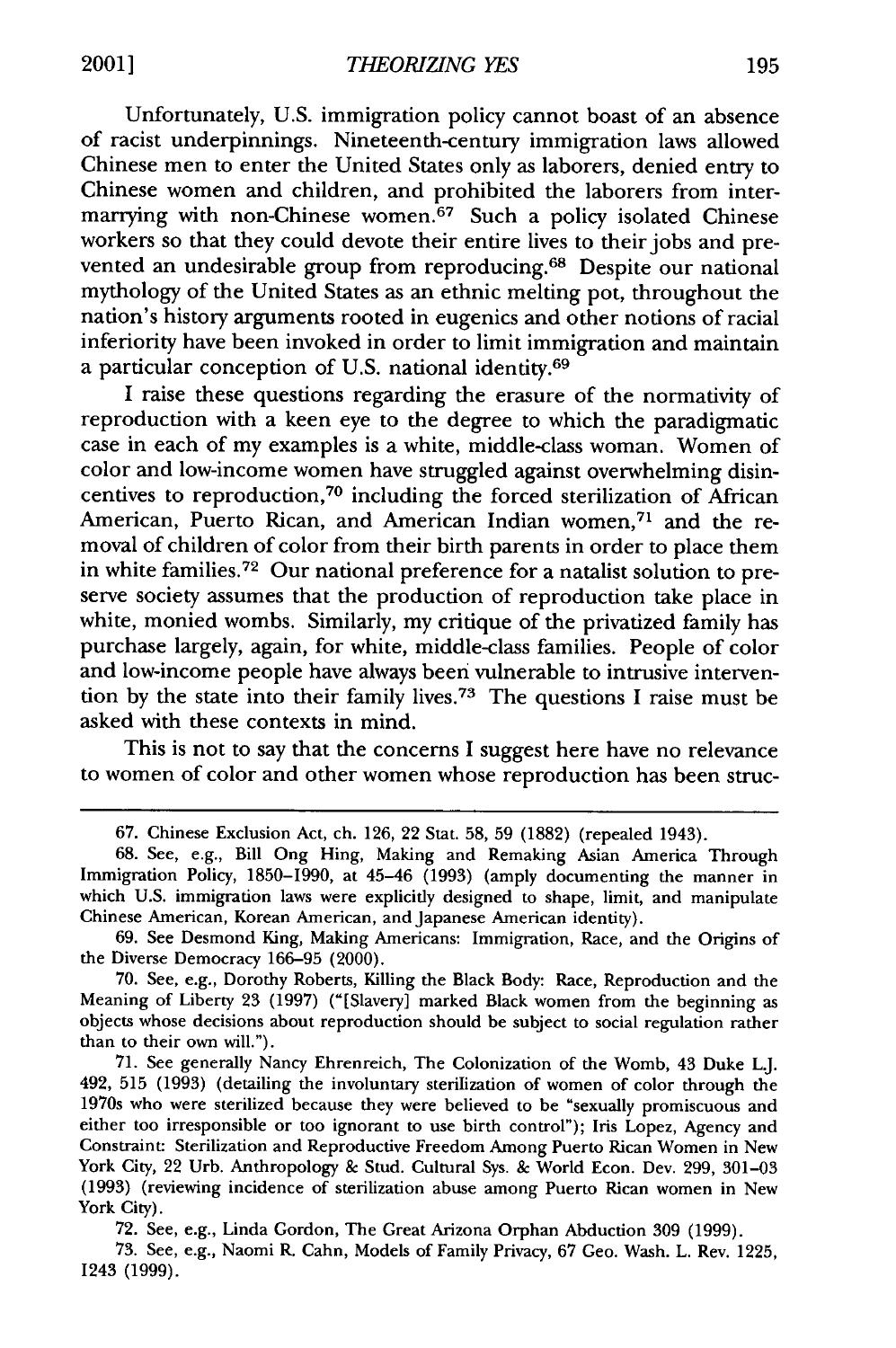Unfortunately, U.S. immigration policy cannot boast of an absence of racist underpinnings. Nineteenth-century immigration laws allowed Chinese men to enter the United States only as laborers, denied entry to Chinese women and children, and prohibited the laborers from intermarrying with non-Chinese women.[67] Such a policy isolated Chinese workers so that they could devote their entire lives to their jobs and prevented an undesirable group from reproducing.[68] Despite our national mythology of the United States as an ethnic melting pot, throughout the nation's history arguments rooted in eugenics and other notions of racial inferiority have been invoked in order to limit immigration and maintain a particular conception of U.S. national identity.[69]

I raise these questions regarding the erasure of the normativity of reproduction with a keen eye to the degree to which the paradigmatic case in each of my examples is a white, middle-class woman. Women of color and low-income women have struggled against overwhelming disincentives to reproduction,[70] including the forced sterilization of African American, Puerto Rican, and American Indian women,[71] and the removal of children of color from their birth parents in order to place them in white families.[72] Our national preference for a natalist solution to preserve society assumes that the production of reproduction take place in white, monied wombs. Similarly, my critique of the privatized family has purchase largely, again, for white, middle-class families. People of color and low-income people have always been vulnerable to intrusive intervention by the state into their family lives.[73] The questions I raise must be asked with these contexts in mind.

This is not to say that the concerns I suggest here have no relevance to women of color and other women whose reproduction has been struc-

---

67. Chinese Exclusion Act, ch. 126, 22 Stat. 58, 59 (1882) (repealed 1943).

68. See, e.g., Bill Ong Hing, Making and Remaking Asian America Through Immigration Policy, 1850-1990, at 45-46 (1993) (amply documenting the manner in which U.S. immigration laws were explicitly designed to shape, limit, and manipulate Chinese American, Korean American, and Japanese American identity).

69. See Desmond King, Making Americans: Immigration, Race, and the Origins of the Diverse Democracy 166-95 (2000).

70. See, e.g., Dorothy Roberts, Killing the Black Body: Race, Reproduction and the Meaning of Liberty 23 (1997) ("[Slavery] marked Black women from the beginning as objects whose decisions about reproduction should be subject to social regulation rather than to their own will.").

71. See generally Nancy Ehrenreich, The Colonization of the Womb, 43 Duke L.J. 492, 515 (1993) (detailing the involuntary sterilization of women of color through the 1970s who were sterilized because they were believed to be "sexually promiscuous and either too irresponsible or too ignorant to use birth control"); Iris Lopez, Agency and Constraint: Sterilization and Reproductive Freedom Among Puerto Rican Women in New York City, 22 Urb. Anthropology & Stud. Cultural Sys. & World Econ. Dev. 299, 301-03 (1993) (reviewing incidence of sterilization abuse among Puerto Rican women in New York City).

72. See, e.g., Linda Gordon, The Great Arizona Orphan Abduction 309 (1999).

73. See, e.g., Naomi R. Cahn, Models of Family Privacy, 67 Geo. Wash. L. Rev. 1225, 1243 (1999).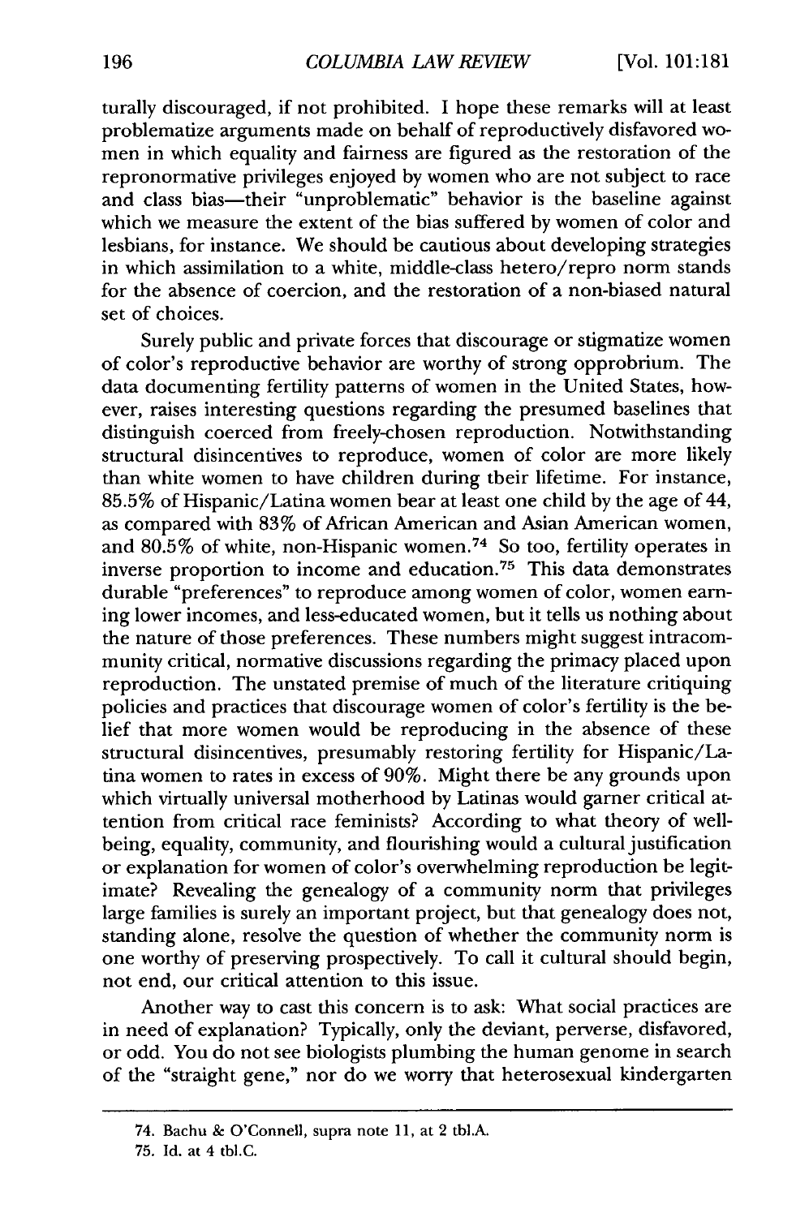turally discouraged, if not prohibited. I hope these remarks will at least problematize arguments made on behalf of reproductively disfavored women in which equality and fairness are figured as the restoration of the repronormative privileges enjoyed by women who are not subject to race and class bias—their "unproblematic" behavior is the baseline against which we measure the extent of the bias suffered by women of color and lesbians, for instance. We should be cautious about developing strategies in which assimilation to a white, middle-class hetero/repro norm stands for the absence of coercion, and the restoration of a non-biased natural set of choices.

Surely public and private forces that discourage or stigmatize women of color's reproductive behavior are worthy of strong opprobrium. The data documenting fertility patterns of women in the United States, however, raises interesting questions regarding the presumed baselines that distinguish coerced from freely-chosen reproduction. Notwithstanding structural disincentives to reproduce, women of color are more likely than white women to have children during their lifetime. For instance, 85.5% of Hispanic/Latina women bear at least one child by the age of 44, as compared with 83% of African American and Asian American women, and 80.5% of white, non-Hispanic women.[74] So too, fertility operates in inverse proportion to income and education.[75] This data demonstrates durable "preferences" to reproduce among women of color, women earning lower incomes, and less-educated women, but it tells us nothing about the nature of those preferences. These numbers might suggest intracommunity critical, normative discussions regarding the primacy placed upon reproduction. The unstated premise of much of the literature critiquing policies and practices that discourage women of color's fertility is the belief that more women would be reproducing in the absence of these structural disincentives, presumably restoring fertility for Hispanic/Latina women to rates in excess of 90%. Might there be any grounds upon which virtually universal motherhood by Latinas would garner critical attention from critical race feminists? According to what theory of well-being, equality, community, and flourishing would a cultural justification or explanation for women of color's overwhelming reproduction be legitimate? Revealing the genealogy of a community norm that privileges large families is surely an important project, but that genealogy does not, standing alone, resolve the question of whether the community norm is one worthy of preserving prospectively. To call it cultural should begin, not end, our critical attention to this issue.

Another way to cast this concern is to ask: What social practices are in need of explanation? Typically, only the deviant, perverse, disfavored, or odd. You do not see biologists plumbing the human genome in search of the "straight gene," nor do we worry that heterosexual kindergarten

---

74. Bachu & O'Connell, supra note 11, at 2 tbl.A.

75. Id. at 4 tbl.C.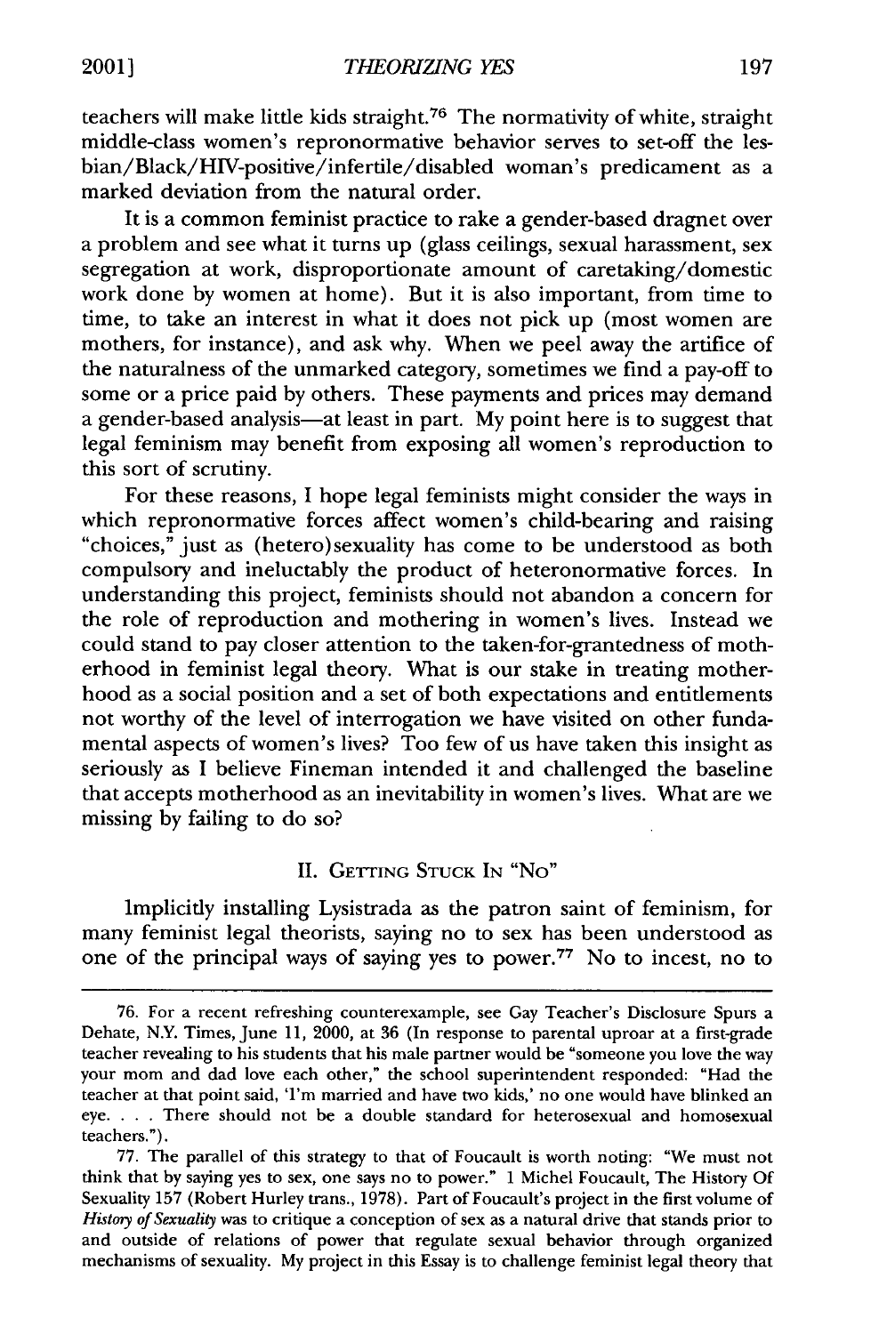teachers will make little kids straight.[76] The normativity of white, straight middle-class women's repronormative behavior serves to set-off the lesbian/Black/HIV-positive/infertile/disabled woman's predicament as a marked deviation from the natural order.

It is a common feminist practice to rake a gender-based dragnet over a problem and see what it turns up (glass ceilings, sexual harassment, sex segregation at work, disproportionate amount of caretaking/domestic work done by women at home). But it is also important, from time to time, to take an interest in what it does not pick up (most women are mothers, for instance), and ask why. When we peel away the artifice of the naturalness of the unmarked category, sometimes we find a pay-off to some or a price paid by others. These payments and prices may demand a gender-based analysis—at least in part. My point here is to suggest that legal feminism may benefit from exposing all women's reproduction to this sort of scrutiny.

For these reasons, I hope legal feminists might consider the ways in which repronormative forces affect women's child-bearing and raising "choices," just as (hetero)sexuality has come to be understood as both compulsory and ineluctably the product of heteronormative forces. In understanding this project, feminists should not abandon a concern for the role of reproduction and mothering in women's lives. Instead we could stand to pay closer attention to the taken-for-grantedness of motherhood in feminist legal theory. What is our stake in treating motherhood as a social position and a set of both expectations and entitlements not worthy of the level of interrogation we have visited on other fundamental aspects of women's lives? Too few of us have taken this insight as seriously as I believe Fineman intended it and challenged the baseline that accepts motherhood as an inevitability in women's lives. What are we missing by failing to do so?

## II. Getting Stuck In "No"

Implicitly installing Lysistrada as the patron saint of feminism, for many feminist legal theorists, saying no to sex has been understood as one of the principal ways of saying yes to power.[77] No to incest, no to

---

76. For a recent refreshing counterexample, see Gay Teacher's Disclosure Spurs a Debate, N.Y. Times, June 11, 2000, at 36 (In response to parental uproar at a first-grade teacher revealing to his students that his male partner would be "someone you love the way your mom and dad love each other," the school superintendent responded: "Had the teacher at that point said, 'I'm married and have two kids,' no one would have blinked an eye. . . . There should not be a double standard for heterosexual and homosexual teachers.").

77. The parallel of this strategy to that of Foucault is worth noting: "We must not think that by saying yes to sex, one says no to power." 1 Michel Foucault, The History Of Sexuality 157 (Robert Hurley trans., 1978). Part of Foucault's project in the first volume of *History of Sexuality* was to critique a conception of sex as a natural drive that stands prior to and outside of relations of power that regulate sexual behavior through organized mechanisms of sexuality. My project in this Essay is to challenge feminist legal theory that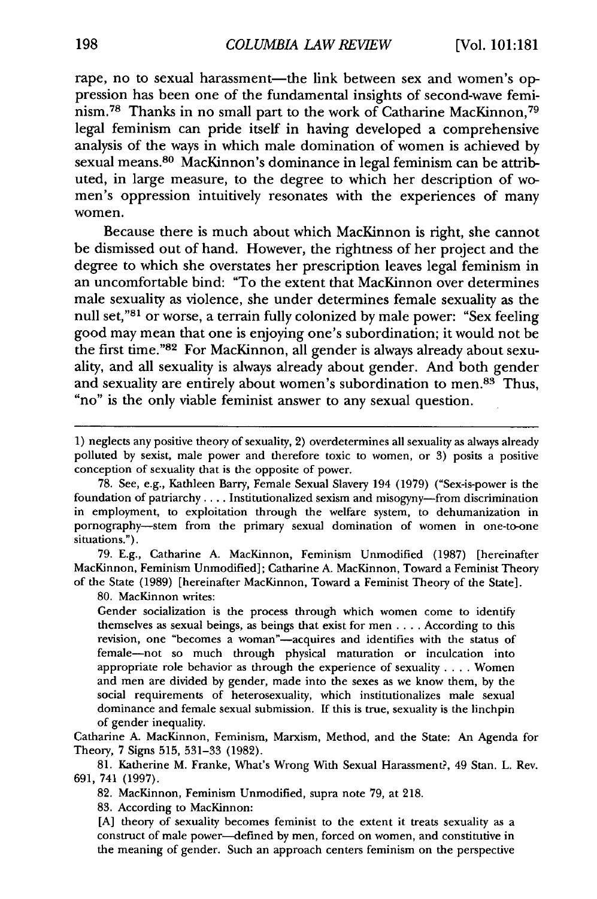rape, no to sexual harassment—the link between sex and women's oppression has been one of the fundamental insights of second-wave feminism.[78] Thanks in no small part to the work of Catharine MacKinnon,[79] legal feminism can pride itself in having developed a comprehensive analysis of the ways in which male domination of women is achieved by sexual means.[80] MacKinnon's dominance in legal feminism can be attributed, in large measure, to the degree to which her description of women's oppression intuitively resonates with the experiences of many women.

Because there is much about which MacKinnon is right, she cannot be dismissed out of hand. However, the rightness of her project and the degree to which she overstates her prescription leaves legal feminism in an uncomfortable bind: "To the extent that MacKinnon over determines male sexuality as violence, she under determines female sexuality as the null set,"[81] or worse, a terrain fully colonized by male power: "Sex feeling good may mean that one is enjoying one's subordination; it would not be the first time."[82] For MacKinnon, all gender is always already about sexuality, and all sexuality is always already about gender. And both gender and sexuality are entirely about women's subordination to men.[83] Thus, "no" is the only viable feminist answer to any sexual question.

---

1) neglects any positive theory of sexuality, 2) overdetermines all sexuality as always already polluted by sexist, male power and therefore toxic to women, or 3) posits a positive conception of sexuality that is the opposite of power.

78. See, e.g., Kathleen Barry, Female Sexual Slavery 194 (1979) ("Sex-is-power is the foundation of patriarchy . . . . Institutionalized sexism and misogyny—from discrimination in employment, to exploitation through the welfare system, to dehumanization in pornography—stem from the primary sexual domination of women in one-to-one situations.").

79. E.g., Catharine A. MacKinnon, Feminism Unmodified (1987) [hereinafter MacKinnon, Feminism Unmodified]; Catharine A. MacKinnon, Toward a Feminist Theory of the State (1989) [hereinafter MacKinnon, Toward a Feminist Theory of the State].

80. MacKinnon writes:

> Gender socialization is the process through which women come to identify themselves as sexual beings, as beings that exist for men . . . . According to this revision, one "becomes a woman"—acquires and identifies with the status of female—not so much through physical maturation or inculcation into appropriate role behavior as through the experience of sexuality . . . . Women and men are divided by gender, made into the sexes as we know them, by the social requirements of heterosexuality, which institutionalizes male sexual dominance and female sexual submission. If this is true, sexuality is the linchpin of gender inequality.

Catharine A. MacKinnon, Feminism, Marxism, Method, and the State: An Agenda for Theory, 7 Signs 515, 531–33 (1982).

81. Katherine M. Franke, What's Wrong With Sexual Harassment?, 49 Stan. L. Rev. 691, 741 (1997).

82. MacKinnon, Feminism Unmodified, supra note 79, at 218.

83. According to MacKinnon:

> [A] theory of sexuality becomes feminist to the extent it treats sexuality as a construct of male power—defined by men, forced on women, and constitutive in the meaning of gender. Such an approach centers feminism on the perspective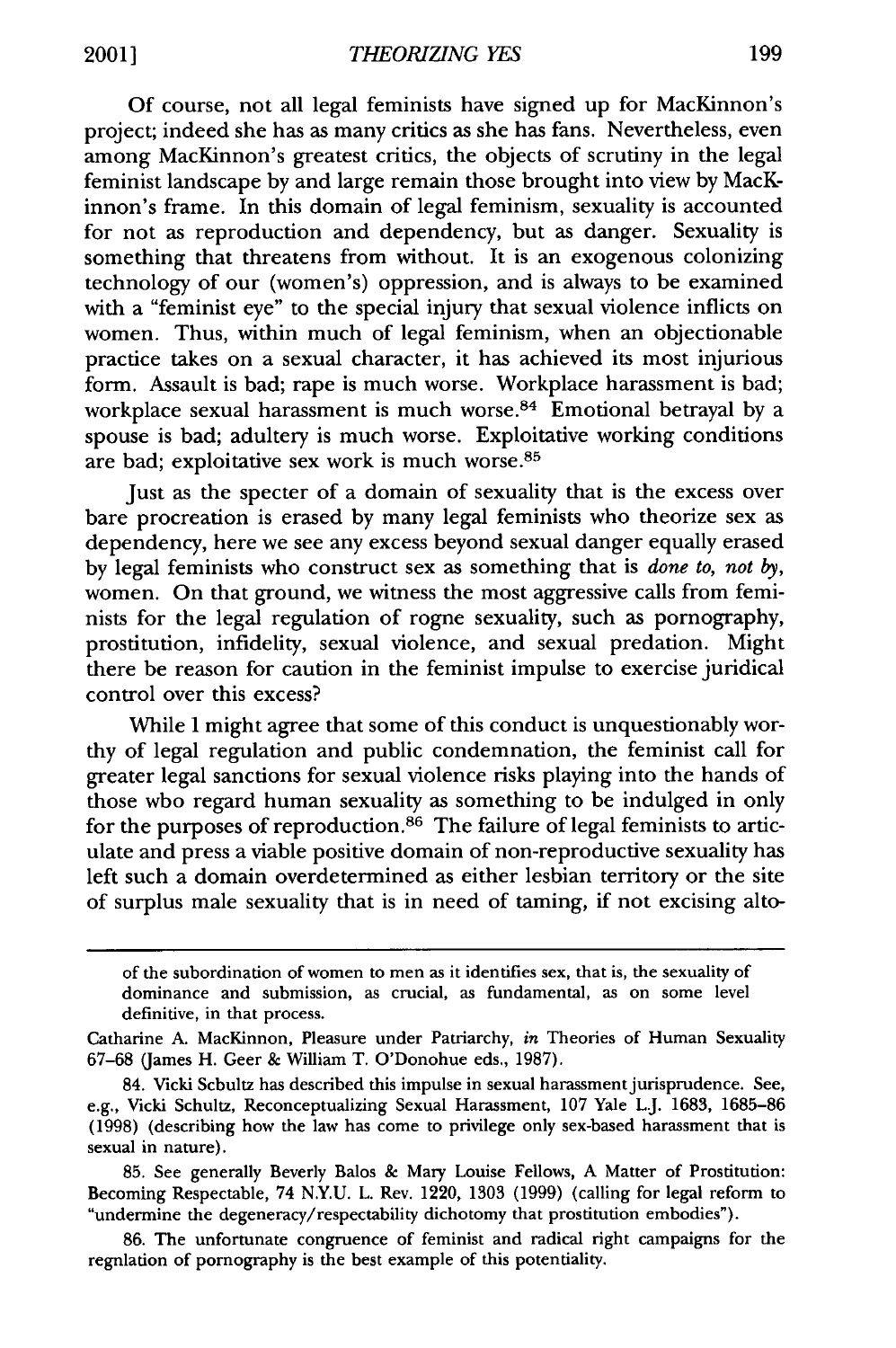Of course, not all legal feminists have signed up for MacKinnon's project; indeed she has as many critics as she has fans. Nevertheless, even among MacKinnon's greatest critics, the objects of scrutiny in the legal feminist landscape by and large remain those brought into view by MacKinnon's frame. In this domain of legal feminism, sexuality is accounted for not as reproduction and dependency, but as danger. Sexuality is something that threatens from without. It is an exogenous colonizing technology of our (women's) oppression, and is always to be examined with a "feminist eye" to the special injury that sexual violence inflicts on women. Thus, within much of legal feminism, when an objectionable practice takes on a sexual character, it has achieved its most injurious form. Assault is bad; rape is much worse. Workplace harassment is bad; workplace sexual harassment is much worse.[84] Emotional betrayal by a spouse is bad; adultery is much worse. Exploitative working conditions are bad; exploitative sex work is much worse.[85]

Just as the specter of a domain of sexuality that is the excess over bare procreation is erased by many legal feminists who theorize sex as dependency, here we see any excess beyond sexual danger equally erased by legal feminists who construct sex as something that is *done to, not by*, women. On that ground, we witness the most aggressive calls from feminists for the legal regulation of rogne sexuality, such as pornography, prostitution, infidelity, sexual violence, and sexual predation. Might there be reason for caution in the feminist impulse to exercise juridical control over this excess?

While I might agree that some of this conduct is unquestionably worthy of legal regulation and public condemnation, the feminist call for greater legal sanctions for sexual violence risks playing into the hands of those wbo regard human sexuality as something to be indulged in only for the purposes of reproduction.[86] The failure of legal feminists to articulate and press a viable positive domain of non-reproductive sexuality has left such a domain overdetermined as either lesbian territory or the site of surplus male sexuality that is in need of taming, if not excising alto-

---

of the subordination of women to men as it identifies sex, that is, the sexuality of dominance and submission, as crucial, as fundamental, as on some level definitive, in that process.

Catharine A. MacKinnon, Pleasure under Patriarchy, *in* Theories of Human Sexuality 67–68 (James H. Geer & William T. O'Donohue eds., 1987).

84. Vicki Scbultz has described this impulse in sexual harassment jurisprudence. See, e.g., Vicki Schultz, Reconceptualizing Sexual Harassment, 107 Yale L.J. 1683, 1685–86 (1998) (describing how the law has come to privilege only sex-based harassment that is sexual in nature).

85. See generally Beverly Balos & Mary Louise Fellows, A Matter of Prostitution: Becoming Respectable, 74 N.Y.U. L. Rev. 1220, 1303 (1999) (calling for legal reform to "undermine the degeneracy/respectability dichotomy that prostitution embodies").

86. The unfortunate congruence of feminist and radical right campaigns for the regnlation of pornography is the best example of this potentiality.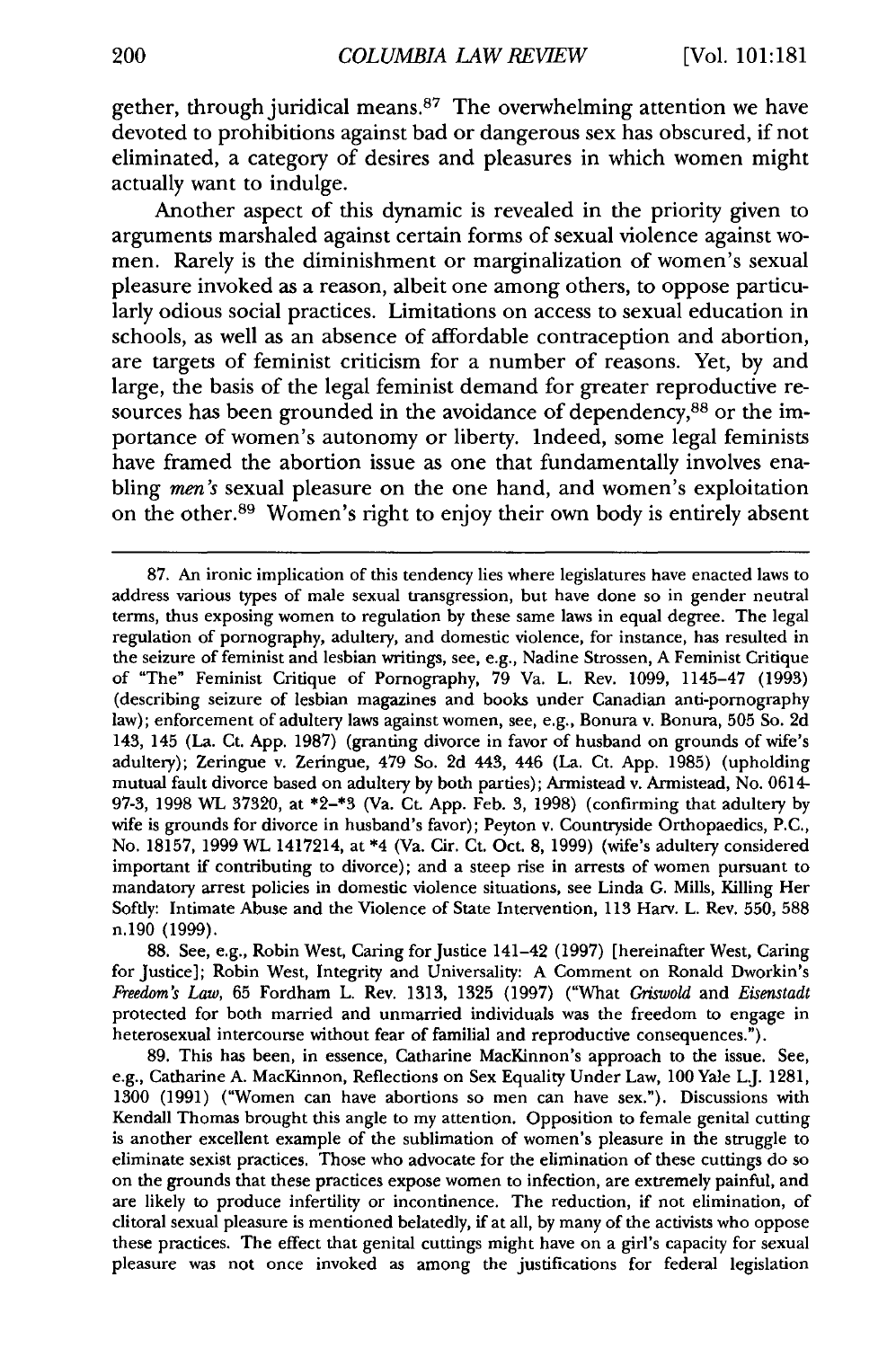gether, through juridical means.[87] The overwhelming attention we have devoted to prohibitions against bad or dangerous sex has obscured, if not eliminated, a category of desires and pleasures in which women might actually want to indulge.

Another aspect of this dynamic is revealed in the priority given to arguments marshaled against certain forms of sexual violence against women. Rarely is the diminishment or marginalization of women's sexual pleasure invoked as a reason, albeit one among others, to oppose particularly odious social practices. Limitations on access to sexual education in schools, as well as an absence of affordable contraception and abortion, are targets of feminist criticism for a number of reasons. Yet, by and large, the basis of the legal feminist demand for greater reproductive resources has been grounded in the avoidance of dependency,[88] or the importance of women's autonomy or liberty. Indeed, some legal feminists have framed the abortion issue as one that fundamentally involves enabling *men's* sexual pleasure on the one hand, and women's exploitation on the other.[89] Women's right to enjoy their own body is entirely absent

---

87. An ironic implication of this tendency lies where legislatures have enacted laws to address various types of male sexual transgression, but have done so in gender neutral terms, thus exposing women to regulation by these same laws in equal degree. The legal regulation of pornography, adultery, and domestic violence, for instance, has resulted in the seizure of feminist and lesbian writings, see, e.g., Nadine Strossen, A Feminist Critique of "The" Feminist Critique of Pornography, 79 Va. L. Rev. 1099, 1145–47 (1993) (describing seizure of lesbian magazines and books under Canadian anti-pornography law); enforcement of adultery laws against women, see, e.g., Bonura v. Bonura, 505 So. 2d 143, 145 (La. Ct. App. 1987) (granting divorce in favor of husband on grounds of wife's adultery); Zeringue v. Zeringue, 479 So. 2d 443, 446 (La. Ct. App. 1985) (upholding mutual fault divorce based on adultery by both parties); Armistead v. Armistead, No. 0614-97-3, 1998 WL 37320, at *2–*3 (Va. Ct. App. Feb. 3, 1998) (confirming that adultery by wife is grounds for divorce in husband's favor); Peyton v. Countryside Orthopaedics, P.C., No. 18157, 1999 WL 1417214, at *4 (Va. Cir. Ct. Oct. 8, 1999) (wife's adultery considered important if contributing to divorce); and a steep rise in arrests of women pursuant to mandatory arrest policies in domestic violence situations, see Linda G. Mills, Killing Her Softly: Intimate Abuse and the Violence of State Intervention, 113 Harv. L. Rev. 550, 588 n.190 (1999).

88. See, e.g., Robin West, Caring for Justice 141–42 (1997) [hereinafter West, Caring for Justice]; Robin West, Integrity and Universality: A Comment on Ronald Dworkin's *Freedom's Law*, 65 Fordham L. Rev. 1313, 1325 (1997) ("What *Griswold* and *Eisenstadt* protected for both married and unmarried individuals was the freedom to engage in heterosexual intercourse without fear of familial and reproductive consequences.").

89. This has been, in essence, Catharine MacKinnon's approach to the issue. See, e.g., Catharine A. MacKinnon, Reflections on Sex Equality Under Law, 100 Yale L.J. 1281, 1300 (1991) ("Women can have abortions so men can have sex."). Discussions with Kendall Thomas brought this angle to my attention. Opposition to female genital cutting is another excellent example of the sublimation of women's pleasure in the struggle to eliminate sexist practices. Those who advocate for the elimination of these cuttings do so on the grounds that these practices expose women to infection, are extremely painful, and are likely to produce infertility or incontinence. The reduction, if not elimination, of clitoral sexual pleasure is mentioned belatedly, if at all, by many of the activists who oppose these practices. The effect that genital cuttings might have on a girl's capacity for sexual pleasure was not once invoked as among the justifications for federal legislation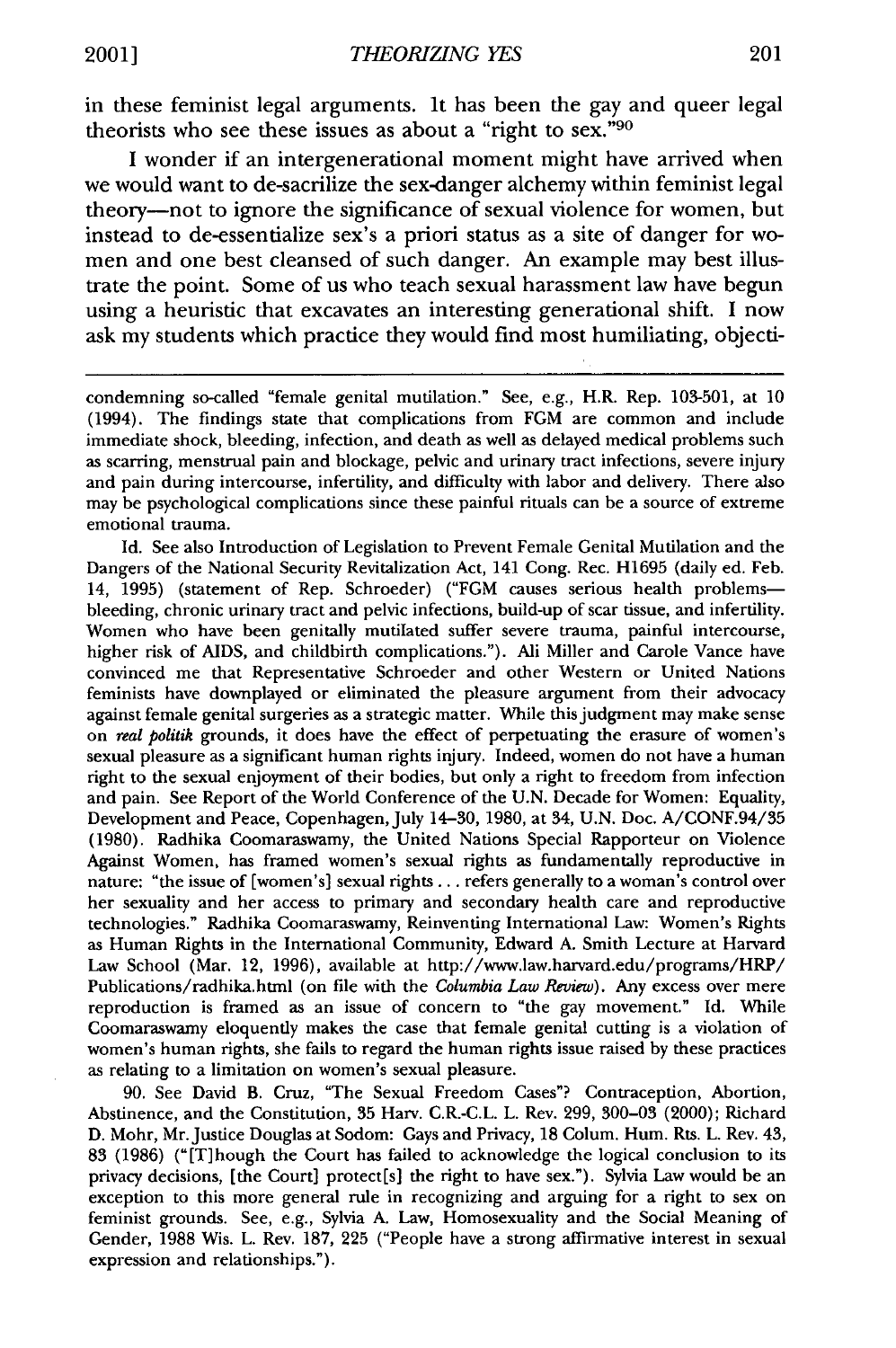in these feminist legal arguments. It has been the gay and queer legal theorists who see these issues as about a "right to sex."[90]

I wonder if an intergenerational moment might have arrived when we would want to de-sacrilize the sex-danger alchemy within feminist legal theory—not to ignore the significance of sexual violence for women, but instead to de-essentialize sex's a priori status as a site of danger for women and one best cleansed of such danger. An example may best illustrate the point. Some of us who teach sexual harassment law have begun using a heuristic that excavates an interesting generational shift. I now ask my students which practice they would find most humiliating, objecti-

---

condemning so-called "female genital mutilation." See, e.g., H.R. Rep. 103-501, at 10 (1994). The findings state that complications from FGM are common and include immediate shock, bleeding, infection, and death as well as delayed medical problems such as scarring, menstrual pain and blockage, pelvic and urinary tract infections, severe injury and pain during intercourse, infertility, and difficulty with labor and delivery. There also may be psychological complications since these painful rituals can be a source of extreme emotional trauma.

Id. See also Introduction of Legislation to Prevent Female Genital Mutilation and the Dangers of the National Security Revitalization Act, 141 Cong. Rec. H1695 (daily ed. Feb. 14, 1995) (statement of Rep. Schroeder) ("FGM causes serious health problems—bleeding, chronic urinary tract and pelvic infections, build-up of scar tissue, and infertility. Women who have been genitally mutilated suffer severe trauma, painful intercourse, higher risk of AIDS, and childbirth complications."). Ali Miller and Carole Vance have convinced me that Representative Schroeder and other Western or United Nations feminists have downplayed or eliminated the pleasure argument from their advocacy against female genital surgeries as a strategic matter. While this judgment may make sense on *real politik* grounds, it does have the effect of perpetuating the erasure of women's sexual pleasure as a significant human rights injury. Indeed, women do not have a human right to the sexual enjoyment of their bodies, but only a right to freedom from infection and pain. See Report of the World Conference of the U.N. Decade for Women: Equality, Development and Peace, Copenhagen, July 14–30, 1980, at 34, U.N. Doc. A/CONF.94/35 (1980). Radhika Coomaraswamy, the United Nations Special Rapporteur on Violence Against Women, has framed women's sexual rights as fundamentally reproductive in nature: "the issue of [women's] sexual rights . . . refers generally to a woman's control over her sexuality and her access to primary and secondary health care and reproductive technologies." Radhika Coomaraswamy, Reinventing International Law: Women's Rights as Human Rights in the International Community, Edward A. Smith Lecture at Harvard Law School (Mar. 12, 1996), available at http://www.law.harvard.edu/programs/HRP/Publications/radhika.html (on file with the *Columbia Law Review*). Any excess over mere reproduction is framed as an issue of concern to "the gay movement." Id. While Coomaraswamy eloquently makes the case that female genital cutting is a violation of women's human rights, she fails to regard the human rights issue raised by these practices as relating to a limitation on women's sexual pleasure.

90. See David B. Cruz, "The Sexual Freedom Cases"? Contraception, Abortion, Abstinence, and the Constitution, 35 Harv. C.R.-C.L. L. Rev. 299, 300–03 (2000); Richard D. Mohr, Mr. Justice Douglas at Sodom: Gays and Privacy, 18 Colum. Hum. Rts. L. Rev. 43, 83 (1986) ("[T]hough the Court has failed to acknowledge the logical conclusion to its privacy decisions, [the Court] protect[s] the right to have sex."). Sylvia Law would be an exception to this more general rule in recognizing and arguing for a right to sex on feminist grounds. See, e.g., Sylvia A. Law, Homosexuality and the Social Meaning of Gender, 1988 Wis. L. Rev. 187, 225 ("People have a strong affirmative interest in sexual expression and relationships.").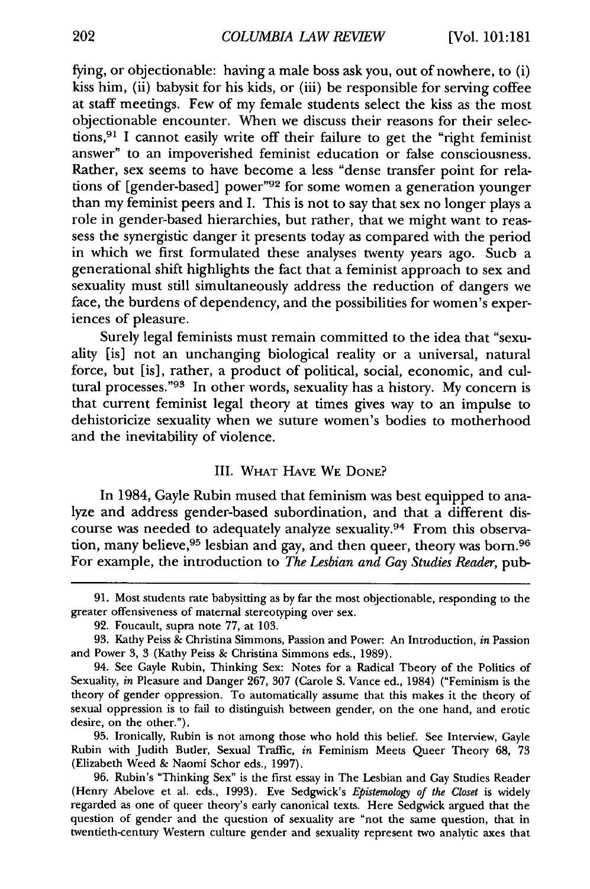fying, or objectionable: having a male boss ask you, out of nowhere, to (i) kiss him, (ii) babysit for his kids, or (iii) be responsible for serving coffee at staff meetings. Few of my female students select the kiss as the most objectionable encounter. When we discuss their reasons for their selections,[91] I cannot easily write off their failure to get the "right feminist answer" to an impoverished feminist education or false consciousness. Rather, sex seems to have become a less "dense transfer point for relations of [gender-based] power"[92] for some women a generation younger than my feminist peers and I. This is not to say that sex no longer plays a role in gender-based hierarchies, but rather, that we might want to reassess the synergistic danger it presents today as compared with the period in which we first formulated these analyses twenty years ago. Sucb a generational shift highlights the fact that a feminist approach to sex and sexuality must still simultaneously address the reduction of dangers we face, the burdens of dependency, and the possibilities for women's experiences of pleasure.

Surely legal feminists must remain committed to the idea that "sexuality [is] not an unchanging biological reality or a universal, natural force, but [is], rather, a product of political, social, economic, and cultural processes."[93] In other words, sexuality has a history. My concern is that current feminist legal theory at times gives way to an impulse to dehistoricize sexuality when we suture women's bodies to motherhood and the inevitability of violence.

## III. What Have We Done?

In 1984, Gayle Rubin mused that feminism was best equipped to analyze and address gender-based subordination, and that a different discourse was needed to adequately analyze sexuality.[94] From this observation, many believe,[95] lesbian and gay, and then queer, theory was born.[96] For example, the introduction to *The Lesbian and Gay Studies Reader*, pub-

---

91. Most students rate babysitting as by far the most objectionable, responding to the greater offensiveness of maternal stereotyping over sex.

92. Foucault, supra note 77, at 103.

93. Kathy Peiss & Christina Simmons, Passion and Power: An Introduction, *in* Passion and Power 3, 3 (Kathy Peiss & Christina Simmons eds., 1989).

94. See Gayle Rubin, Thinking Sex: Notes for a Radical Tbeory of the Politics of Sexuality, *in* Pleasure and Danger 267, 307 (Carole S. Vance ed., 1984) ("Feminism is the theory of gender oppression. To automatically assume that this makes it the theory of sexual oppression is to fail to distinguish between gender, on the one hand, and erotic desire, on the other.").

95. Ironically, Rubin is not among those who hold this belief. See Interview, Gayle Rubin with Judith Butler, Sexual Traffic, *in* Feminism Meets Queer Theory 68, 73 (Elizabeth Weed & Naomi Schor eds., 1997).

96. Rubin's "Thinking Sex" is the first essay in The Lesbian and Gay Studies Reader (Henry Abelove et al. eds., 1993). Eve Sedgwick's *Epistemology of the Closet* is widely regarded as one of queer theory's early canonical texts. Here Sedgwick argued that the question of gender and the question of sexuality are "not the same question, that in twentieth-century Western culture gender and sexuality represent two analytic axes that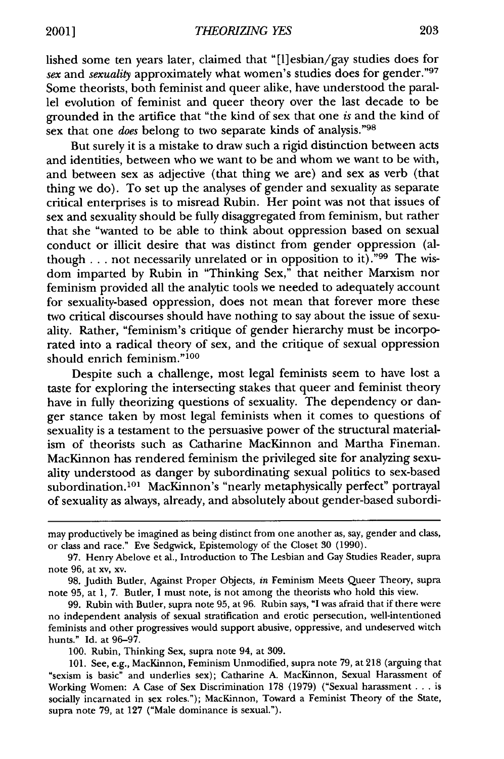lished some ten years later, claimed that "[l]esbian/gay studies does for *sex* and *sexuality* approximately what women's studies does for gender."[97] Some theorists, both feminist and queer alike, have understood the parallel evolution of feminist and queer theory over the last decade to be grounded in the artifice that "the kind of sex that one *is* and the kind of sex that one *does* belong to two separate kinds of analysis."[98]

But surely it is a mistake to draw such a rigid distinction between acts and identities, between who we want to be and whom we want to be with, and between sex as adjective (that thing we are) and sex as verb (that thing we do). To set up the analyses of gender and sexuality as separate critical enterprises is to misread Rubin. Her point was not that issues of sex and sexuality should be fully disaggregated from feminism, but rather that she "wanted to be able to think about oppression based on sexual conduct or illicit desire that was distinct from gender oppression (although . . . not necessarily unrelated or in opposition to it)."[99] The wisdom imparted by Rubin in "Thinking Sex," that neither Marxism nor feminism provided all the analytic tools we needed to adequately account for sexuality-based oppression, does not mean that forever more these two critical discourses should have nothing to say about the issue of sexuality. Rather, "feminism's critique of gender hierarchy must be incorporated into a radical theory of sex, and the critique of sexual oppression should enrich feminism."[100]

Despite such a challenge, most legal feminists seem to have lost a taste for exploring the intersecting stakes that queer and feminist theory have in fully theorizing questions of sexuality. The dependency or danger stance taken by most legal feminists when it comes to questions of sexuality is a testament to the persuasive power of the structural materialism of theorists such as Catharine MacKinnon and Martha Fineman. MacKinnon has rendered feminism the privileged site for analyzing sexuality understood as danger by subordinating sexual politics to sex-based subordination.[101] MacKinnon's "nearly metaphysically perfect" portrayal of sexuality as always, already, and absolutely about gender-based subordi-

---

may productively be imagined as being distinct from one another as, say, gender and class, or class and race." Eve Sedgwick, Epistemology of the Closet 30 (1990).

97. Henry Abelove et al., Introduction to The Lesbian and Gay Studies Reader, supra note 96, at xv, xv.

98. Judith Butler, Against Proper Objects, *in* Feminism Meets Queer Theory, supra note 95, at 1, 7. Butler, I must note, is not among the theorists who hold this view.

99. Rubin with Butler, supra note 95, at 96. Rubin says, "I was afraid that if there were no independent analysis of sexual stratification and erotic persecution, well-intentioned feminists and other progressives would support abusive, oppressive, and undeserved witch hunts." Id. at 96–97.

100. Rubin, Thinking Sex, supra note 94, at 309.

101. See, e.g., MacKinnon, Feminism Unmodified, supra note 79, at 218 (arguing that "sexism is basic" and underlies sex); Catharine A. MacKinnon, Sexual Harassment of Working Women: A Case of Sex Discrimination 178 (1979) ("Sexual harassment . . . is socially incarnated in sex roles."); MacKinnon, Toward a Feminist Theory of the State, supra note 79, at 127 ("Male dominance is sexual.").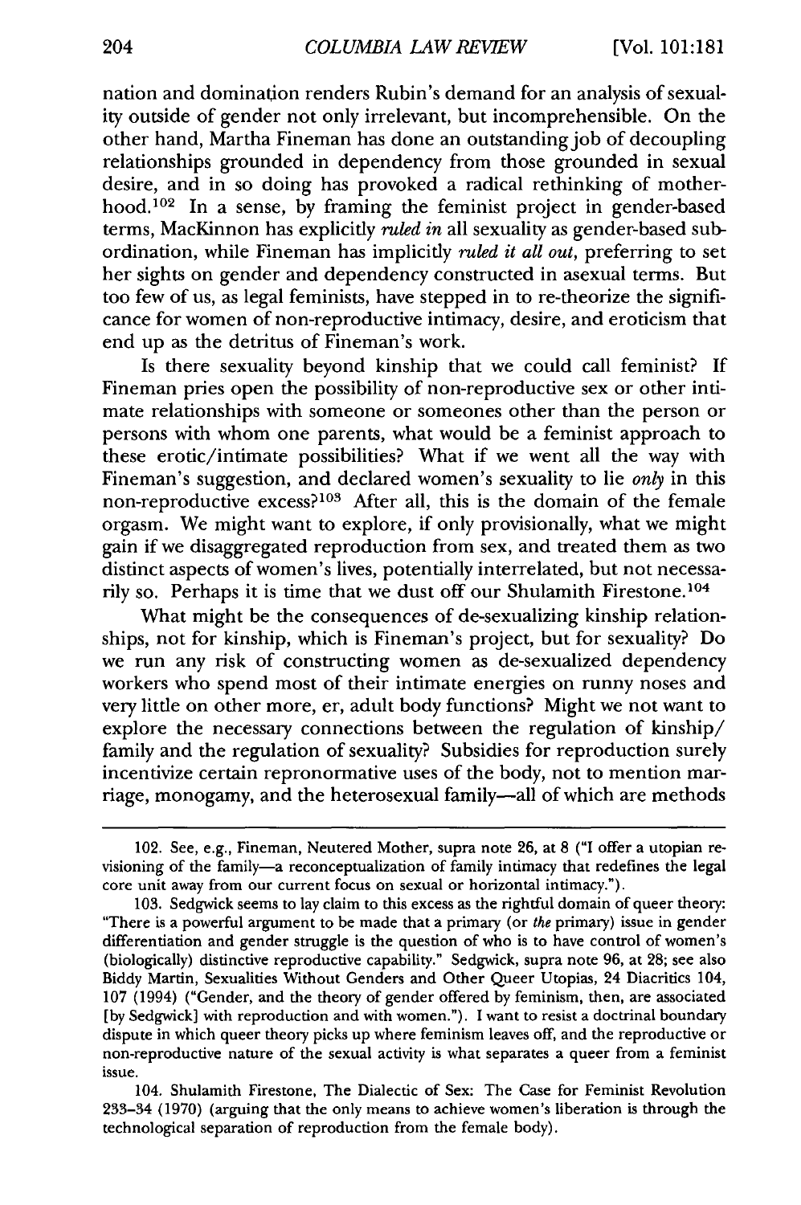nation and domination renders Rubin's demand for an analysis of sexuality outside of gender not only irrelevant, but incomprehensible. On the other hand, Martha Fineman has done an outstanding job of decoupling relationships grounded in dependency from those grounded in sexual desire, and in so doing has provoked a radical rethinking of motherhood.[102] In a sense, by framing the feminist project in gender-based terms, MacKinnon has explicitly *ruled in* all sexuality as gender-based subordination, while Fineman has implicitly *ruled it all out*, preferring to set her sights on gender and dependency constructed in asexual terms. But too few of us, as legal feminists, have stepped in to re-theorize the significance for women of non-reproductive intimacy, desire, and eroticism that end up as the detritus of Fineman's work.

Is there sexuality beyond kinship that we could call feminist? If Fineman pries open the possibility of non-reproductive sex or other intimate relationships with someone or someones other than the person or persons with whom one parents, what would be a feminist approach to these erotic/intimate possibilities? What if we went all the way with Fineman's suggestion, and declared women's sexuality to lie *only* in this non-reproductive excess?[103] After all, this is the domain of the female orgasm. We might want to explore, if only provisionally, what we might gain if we disaggregated reproduction from sex, and treated them as two distinct aspects of women's lives, potentially interrelated, but not necessarily so. Perhaps it is time that we dust off our Shulamith Firestone.[104]

What might be the consequences of de-sexualizing kinship relationships, not for kinship, which is Fineman's project, but for sexuality? Do we run any risk of constructing women as de-sexualized dependency workers who spend most of their intimate energies on runny noses and very little on other more, er, adult body functions? Might we not want to explore the necessary connections between the regulation of kinship/family and the regulation of sexuality? Subsidies for reproduction surely incentivize certain repronormative uses of the body, not to mention marriage, monogamy, and the heterosexual family—all of which are methods

---

102. See, e.g., Fineman, Neutered Mother, supra note 26, at 8 ("I offer a utopian re-visioning of the family—a reconceptualization of family intimacy that redefines the legal core unit away from our current focus on sexual or horizontal intimacy.").

103. Sedgwick seems to lay claim to this excess as the rightful domain of queer theory: "There is a powerful argument to be made that a primary (or *the* primary) issue in gender differentiation and gender struggle is the question of who is to have control of women's (biologically) distinctive reproductive capability." Sedgwick, supra note 96, at 28; see also Biddy Martin, Sexualities Without Genders and Other Queer Utopias, 24 Diacritics 104, 107 (1994) ("Gender, and the theory of gender offered by feminism, then, are associated [by Sedgwick] with reproduction and with women."). I want to resist a doctrinal boundary dispute in which queer theory picks up where feminism leaves off, and the reproductive or non-reproductive nature of the sexual activity is what separates a queer from a feminist issue.

104. Shulamith Firestone, The Dialectic of Sex: The Case for Feminist Revolution 233–34 (1970) (arguing that the only means to achieve women's liberation is through the technological separation of reproduction from the female body).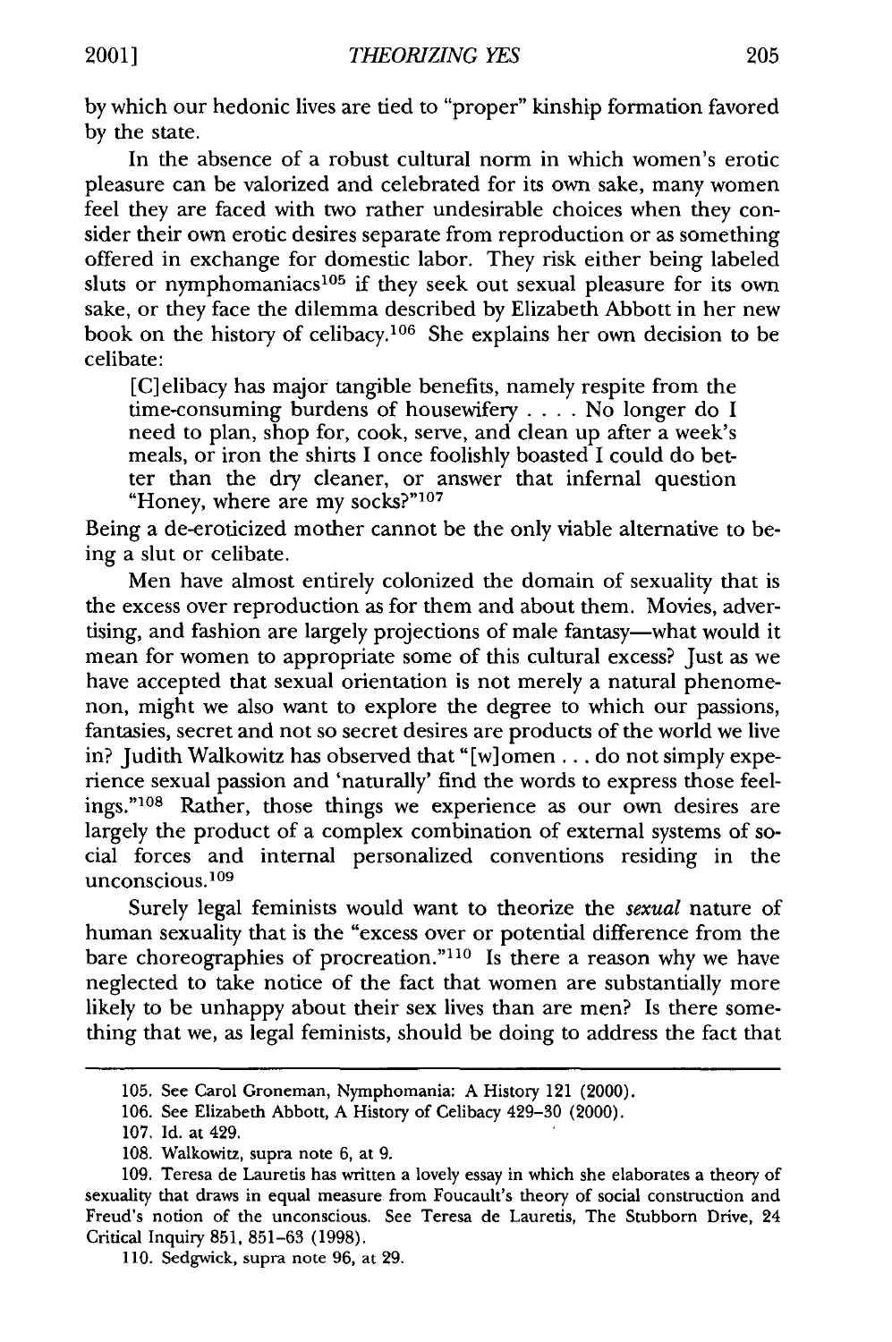by which our hedonic lives are tied to "proper" kinship formation favored by the state.

In the absence of a robust cultural norm in which women's erotic pleasure can be valorized and celebrated for its own sake, many women feel they are faced with two rather undesirable choices when they consider their own erotic desires separate from reproduction or as something offered in exchange for domestic labor. They risk either being labeled sluts or nymphomaniacs[105] if they seek out sexual pleasure for its own sake, or they face the dilemma described by Elizabeth Abbott in her new book on the history of celibacy.[106] She explains her own decision to be celibate:

> [C]elibacy has major tangible benefits, namely respite from the time-consuming burdens of housewifery . . . . No longer do I need to plan, shop for, cook, serve, and clean up after a week's meals, or iron the shirts I once foolishly boasted I could do better than the dry cleaner, or answer that infernal question "Honey, where are my socks?"[107]

Being a de-eroticized mother cannot be the only viable alternative to being a slut or celibate.

Men have almost entirely colonized the domain of sexuality that is the excess over reproduction as for them and about them. Movies, advertising, and fashion are largely projections of male fantasy—what would it mean for women to appropriate some of this cultural excess? Just as we have accepted that sexual orientation is not merely a natural phenomenon, might we also want to explore the degree to which our passions, fantasies, secret and not so secret desires are products of the world we live in? Judith Walkowitz has observed that "[w]omen . . . do not simply experience sexual passion and 'naturally' find the words to express those feelings."[108] Rather, those things we experience as our own desires are largely the product of a complex combination of external systems of social forces and internal personalized conventions residing in the unconscious.[109]

Surely legal feminists would want to theorize the *sexual* nature of human sexuality that is the "excess over or potential difference from the bare choreographies of procreation."[110] Is there a reason why we have neglected to take notice of the fact that women are substantially more likely to be unhappy about their sex lives than are men? Is there something that we, as legal feminists, should be doing to address the fact that

---

105. See Carol Groneman, Nymphomania: A History 121 (2000).

106. See Elizabeth Abbott, A History of Celibacy 429–30 (2000).

107. Id. at 429.

108. Walkowitz, supra note 6, at 9.

109. Teresa de Lauretis has written a lovely essay in which she elaborates a theory of sexuality that draws in equal measure from Foucault's theory of social construction and Freud's notion of the unconscious. See Teresa de Lauretis, The Stubborn Drive, 24 Critical Inquiry 851, 851–63 (1998).

110. Sedgwick, supra note 96, at 29.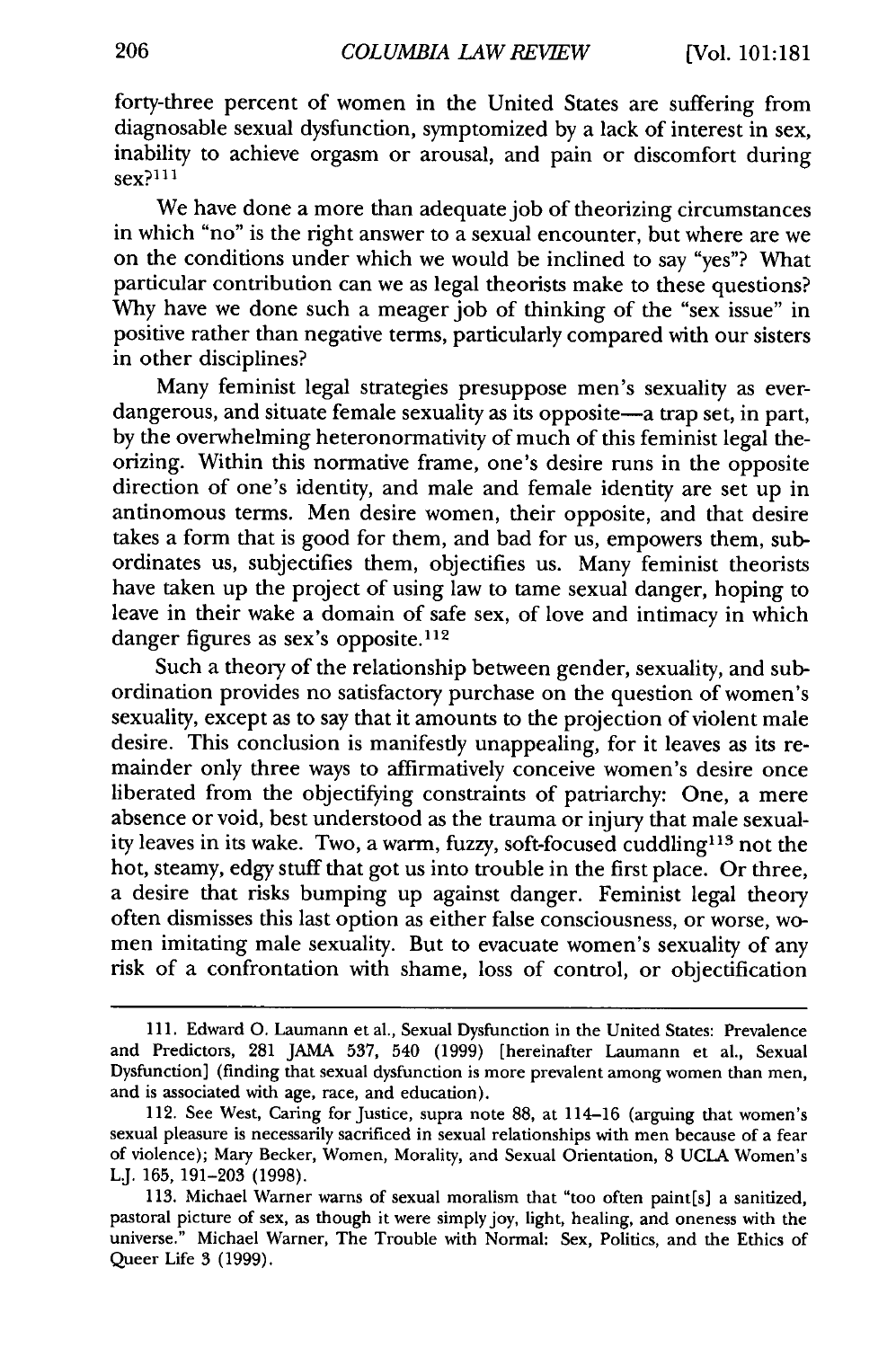forty-three percent of women in the United States are suffering from diagnosable sexual dysfunction, symptomized by a lack of interest in sex, inability to achieve orgasm or arousal, and pain or discomfort during sex?[111]

We have done a more than adequate job of theorizing circumstances in which "no" is the right answer to a sexual encounter, but where are we on the conditions under which we would be inclined to say "yes"? What particular contribution can we as legal theorists make to these questions? Why have we done such a meager job of thinking of the "sex issue" in positive rather than negative terms, particularly compared with our sisters in other disciplines?

Many feminist legal strategies presuppose men's sexuality as ever-dangerous, and situate female sexuality as its opposite—a trap set, in part, by the overwhelming heteronormativity of much of this feminist legal theorizing. Within this normative frame, one's desire runs in the opposite direction of one's identity, and male and female identity are set up in antinomous terms. Men desire women, their opposite, and that desire takes a form that is good for them, and bad for us, empowers them, subordinates us, subjectifies them, objectifies us. Many feminist theorists have taken up the project of using law to tame sexual danger, hoping to leave in their wake a domain of safe sex, of love and intimacy in which danger figures as sex's opposite.[112]

Such a theory of the relationship between gender, sexuality, and subordination provides no satisfactory purchase on the question of women's sexuality, except as to say that it amounts to the projection of violent male desire. This conclusion is manifestly unappealing, for it leaves as its remainder only three ways to affirmatively conceive women's desire once liberated from the objectifying constraints of patriarchy: One, a mere absence or void, best understood as the trauma or injury that male sexuality leaves in its wake. Two, a warm, fuzzy, soft-focused cuddling[113] not the hot, steamy, edgy stuff that got us into trouble in the first place. Or three, a desire that risks bumping up against danger. Feminist legal theory often dismisses this last option as either false consciousness, or worse, women imitating male sexuality. But to evacuate women's sexuality of any risk of a confrontation with shame, loss of control, or objectification

---

111. Edward O. Laumann et al., Sexual Dysfunction in the United States: Prevalence and Predictors, 281 JAMA 537, 540 (1999) [hereinafter Laumann et al., Sexual Dysfunction] (finding that sexual dysfunction is more prevalent among women than men, and is associated with age, race, and education).

112. See West, Caring for Justice, supra note 88, at 114–16 (arguing that women's sexual pleasure is necessarily sacrificed in sexual relationships with men because of a fear of violence); Mary Becker, Women, Morality, and Sexual Orientation, 8 UCLA Women's L.J. 165, 191–203 (1998).

113. Michael Warner warns of sexual moralism that "too often paint[s] a sanitized, pastoral picture of sex, as though it were simply joy, light, healing, and oneness with the universe." Michael Warner, The Trouble with Normal: Sex, Politics, and the Ethics of Queer Life 3 (1999).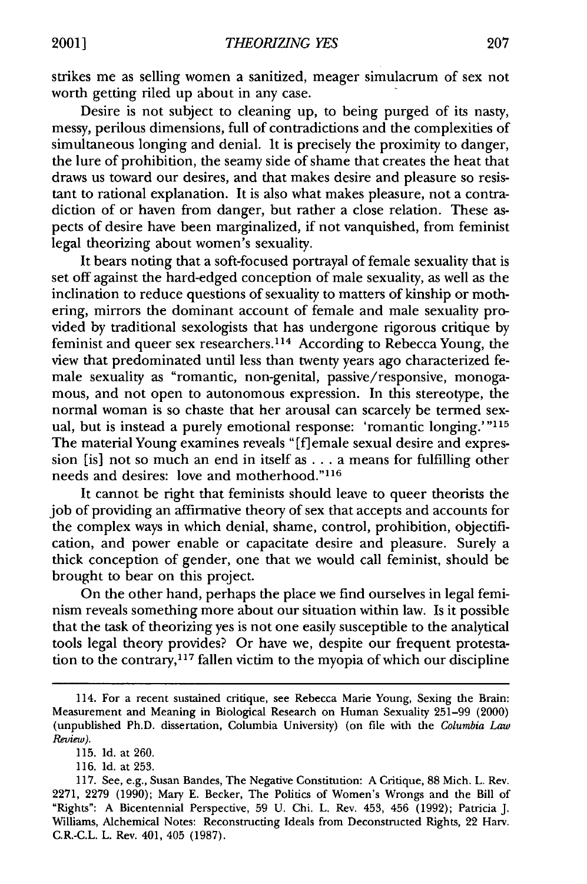strikes me as selling women a sanitized, meager simulacrum of sex not worth getting riled up about in any case.

Desire is not subject to cleaning up, to being purged of its nasty, messy, perilous dimensions, full of contradictions and the complexities of simultaneous longing and denial. It is precisely the proximity to danger, the lure of prohibition, the seamy side of shame that creates the heat that draws us toward our desires, and that makes desire and pleasure so resistant to rational explanation. It is also what makes pleasure, not a contradiction of or haven from danger, but rather a close relation. These aspects of desire have been marginalized, if not vanquished, from feminist legal theorizing about women's sexuality.

It bears noting that a soft-focused portrayal of female sexuality that is set off against the hard-edged conception of male sexuality, as well as the inclination to reduce questions of sexuality to matters of kinship or mothering, mirrors the dominant account of female and male sexuality provided by traditional sexologists that has undergone rigorous critique by feminist and queer sex researchers.[114] According to Rebecca Young, the view that predominated until less than twenty years ago characterized female sexuality as "romantic, non-genital, passive/responsive, monogamous, and not open to autonomous expression. In this stereotype, the normal woman is so chaste that her arousal can scarcely be termed sexual, but is instead a purely emotional response: 'romantic longing.'"[115] The material Young examines reveals "[f]emale sexual desire and expression [is] not so much an end in itself as . . . a means for fulfilling other needs and desires: love and motherhood."[116]

It cannot be right that feminists should leave to queer theorists the job of providing an affirmative theory of sex that accepts and accounts for the complex ways in which denial, shame, control, prohibition, objectification, and power enable or capacitate desire and pleasure. Surely a thick conception of gender, one that we would call feminist, should be brought to bear on this project.

On the other hand, perhaps the place we find ourselves in legal feminism reveals something more about our situation within law. Is it possible that the task of theorizing yes is not one easily susceptible to the analytical tools legal theory provides? Or have we, despite our frequent protestation to the contrary,[117] fallen victim to the myopia of which our discipline

---

114. For a recent sustained critique, see Rebecca Marie Young, Sexing the Brain: Measurement and Meaning in Biological Research on Human Sexuality 251–99 (2000) (unpublished Ph.D. dissertation, Columbia University) (on file with the *Columbia Law Review*).

115. Id. at 260.

116. Id. at 253.

117. See, e.g., Susan Bandes, The Negative Constitution: A Critique, 88 Mich. L. Rev. 2271, 2279 (1990); Mary E. Becker, The Politics of Women's Wrongs and the Bill of "Rights": A Bicentennial Perspective, 59 U. Chi. L. Rev. 453, 456 (1992); Patricia J. Williams, Alchemical Notes: Reconstructing Ideals from Deconstructed Rights, 22 Harv. C.R.-C.L. L. Rev. 401, 405 (1987).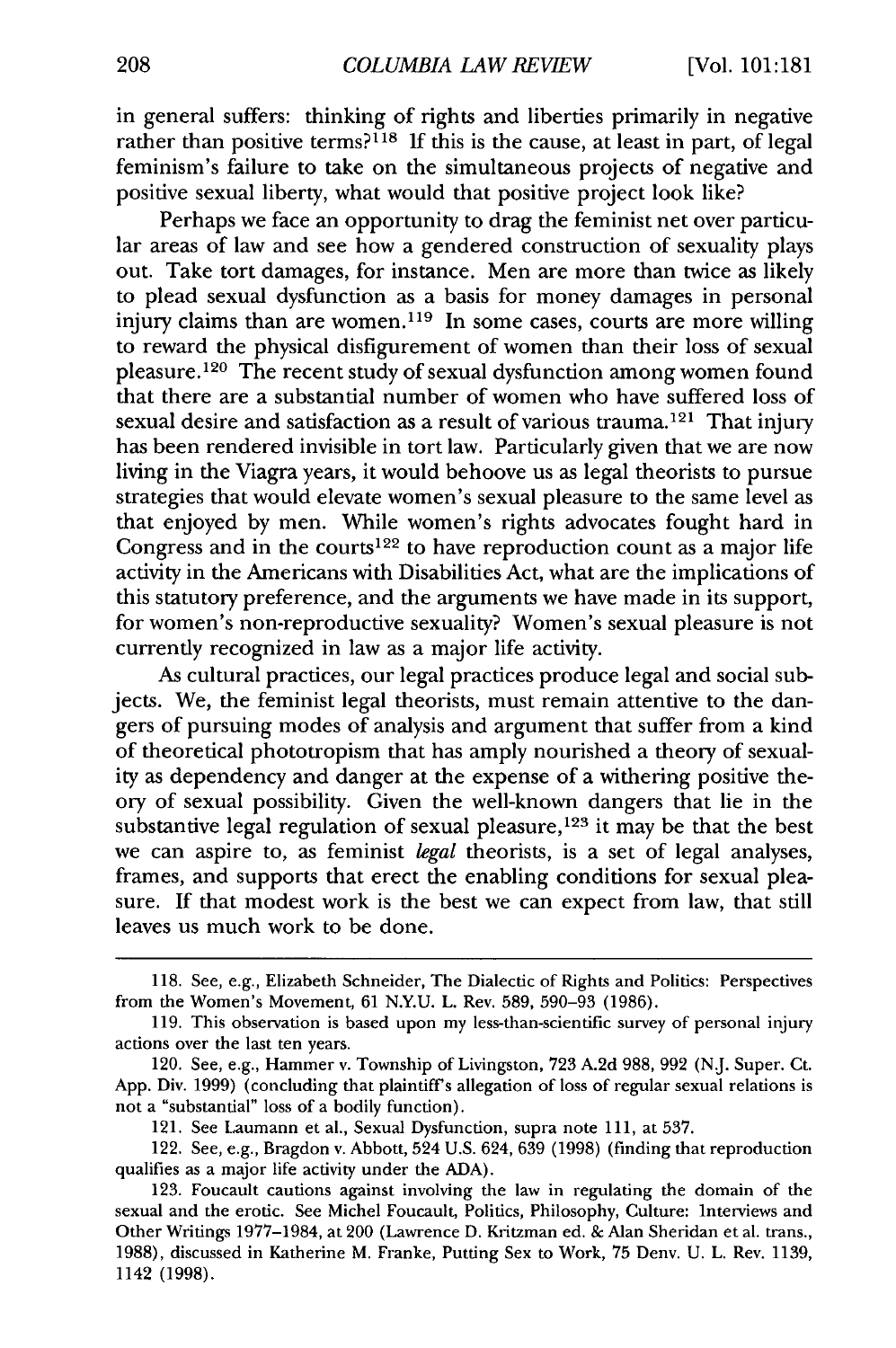in general suffers: thinking of rights and liberties primarily in negative rather than positive terms?[118] If this is the cause, at least in part, of legal feminism's failure to take on the simultaneous projects of negative and positive sexual liberty, what would that positive project look like?

Perhaps we face an opportunity to drag the feminist net over particular areas of law and see how a gendered construction of sexuality plays out. Take tort damages, for instance. Men are more than twice as likely to plead sexual dysfunction as a basis for money damages in personal injury claims than are women.[119] In some cases, courts are more willing to reward the physical disfigurement of women than their loss of sexual pleasure.[120] The recent study of sexual dysfunction among women found that there are a substantial number of women who have suffered loss of sexual desire and satisfaction as a result of various trauma.[121] That injury has been rendered invisible in tort law. Particularly given that we are now living in the Viagra years, it would behoove us as legal theorists to pursue strategies that would elevate women's sexual pleasure to the same level as that enjoyed by men. While women's rights advocates fought hard in Congress and in the courts[122] to have reproduction count as a major life activity in the Americans with Disabilities Act, what are the implications of this statutory preference, and the arguments we have made in its support, for women's non-reproductive sexuality? Women's sexual pleasure is not currently recognized in law as a major life activity.

As cultural practices, our legal practices produce legal and social subjects. We, the feminist legal theorists, must remain attentive to the dangers of pursuing modes of analysis and argument that suffer from a kind of theoretical phototropism that has amply nourished a theory of sexuality as dependency and danger at the expense of a withering positive theory of sexual possibility. Given the well-known dangers that lie in the substantive legal regulation of sexual pleasure,[123] it may be that the best we can aspire to, as feminist *legal* theorists, is a set of legal analyses, frames, and supports that erect the enabling conditions for sexual pleasure. If that modest work is the best we can expect from law, that still leaves us much work to be done.

---

118. See, e.g., Elizabeth Schneider, The Dialectic of Rights and Politics: Perspectives from the Women's Movement, 61 N.Y.U. L. Rev. 589, 590–93 (1986).

119. This observation is based upon my less-than-scientific survey of personal injury actions over the last ten years.

120. See, e.g., Hammer v. Township of Livingston, 723 A.2d 988, 992 (N.J. Super. Ct. App. Div. 1999) (concluding that plaintiff's allegation of loss of regular sexual relations is not a "substantial" loss of a bodily function).

121. See Laumann et al., Sexual Dysfunction, supra note 111, at 537.

122. See, e.g., Bragdon v. Abbott, 524 U.S. 624, 639 (1998) (finding that reproduction qualifies as a major life activity under the ADA).

123. Foucault cautions against involving the law in regulating the domain of the sexual and the erotic. See Michel Foucault, Politics, Philosophy, Culture: Interviews and Other Writings 1977–1984, at 200 (Lawrence D. Kritzman ed. & Alan Sheridan et al. trans., 1988), discussed in Katherine M. Franke, Putting Sex to Work, 75 Denv. U. L. Rev. 1139, 1142 (1998).